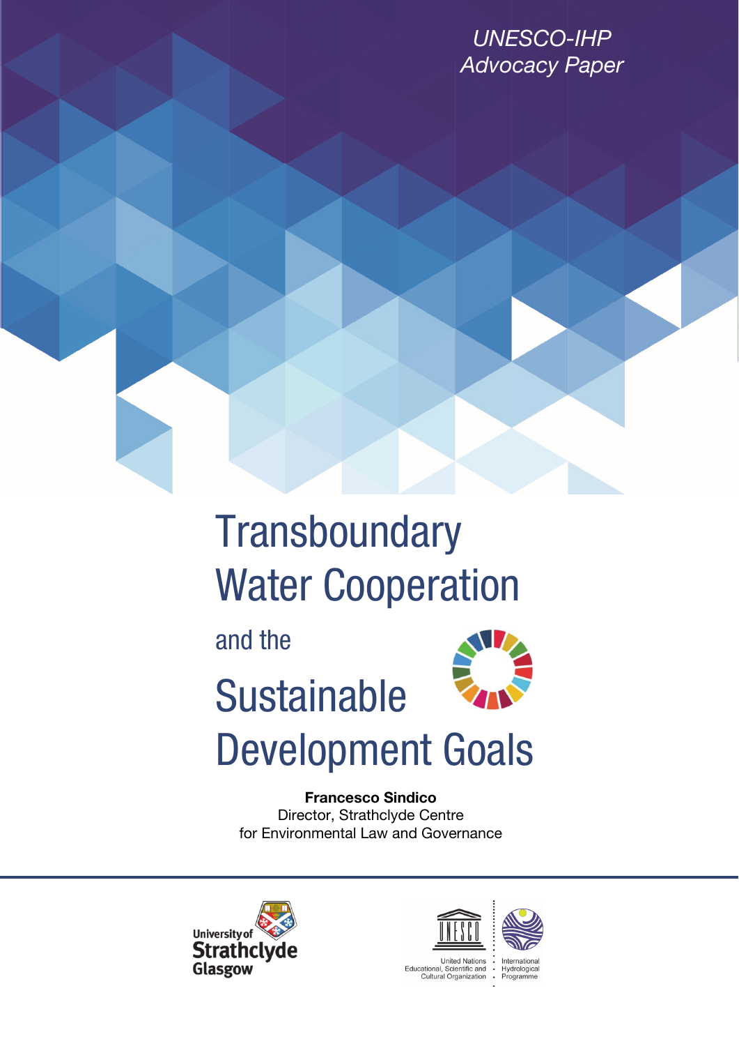*UNESCO-IHP Advocacy Paper*

# Transboundary Water Cooperation and the Sustainable Development Goals

**Francesco Sindico**
Director, Strathclyde Centre for Environmental Law and Governance

University of Strathclyde Glasgow

United Nations Educational, Scientific and Cultural Organization · International Hydrological Programme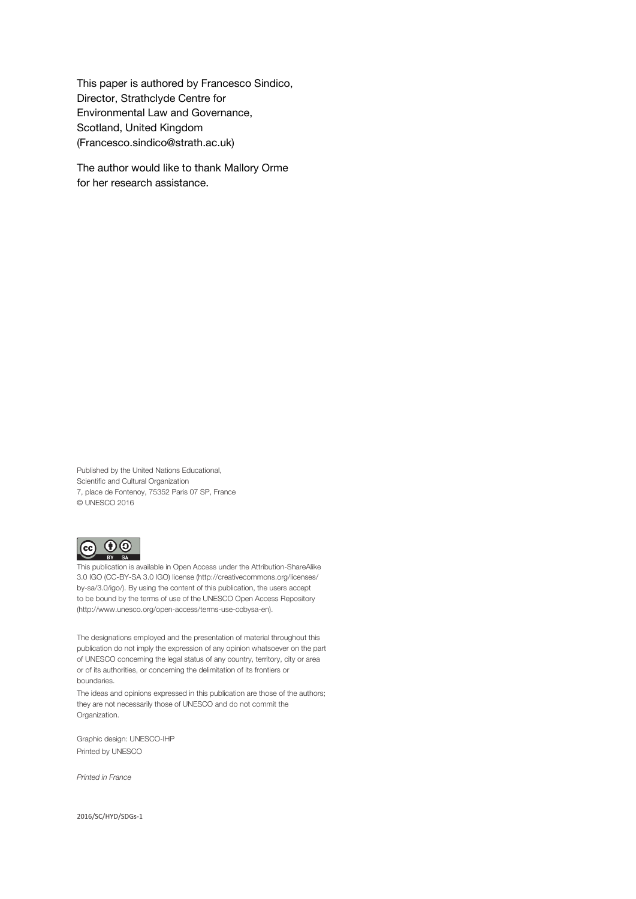This paper is authored by Francesco Sindico, Director, Strathclyde Centre for Environmental Law and Governance, Scotland, United Kingdom (Francesco.sindico@strath.ac.uk)

The author would like to thank Mallory Orme for her research assistance.

Published by the United Nations Educational, Scientific and Cultural Organization
7, place de Fontenoy, 75352 Paris 07 SP, France
© UNESCO 2016

This publication is available in Open Access under the Attribution-ShareAlike 3.0 IGO (CC-BY-SA 3.0 IGO) license (http://creativecommons.org/licenses/by-sa/3.0/igo/). By using the content of this publication, the users accept to be bound by the terms of use of the UNESCO Open Access Repository (http://www.unesco.org/open-access/terms-use-ccbysa-en).

The designations employed and the presentation of material throughout this publication do not imply the expression of any opinion whatsoever on the part of UNESCO concerning the legal status of any country, territory, city or area or of its authorities, or concerning the delimitation of its frontiers or boundaries.

The ideas and opinions expressed in this publication are those of the authors; they are not necessarily those of UNESCO and do not commit the Organization.

Graphic design: UNESCO-IHP
Printed by UNESCO

*Printed in France*

2016/SC/HYD/SDGs-1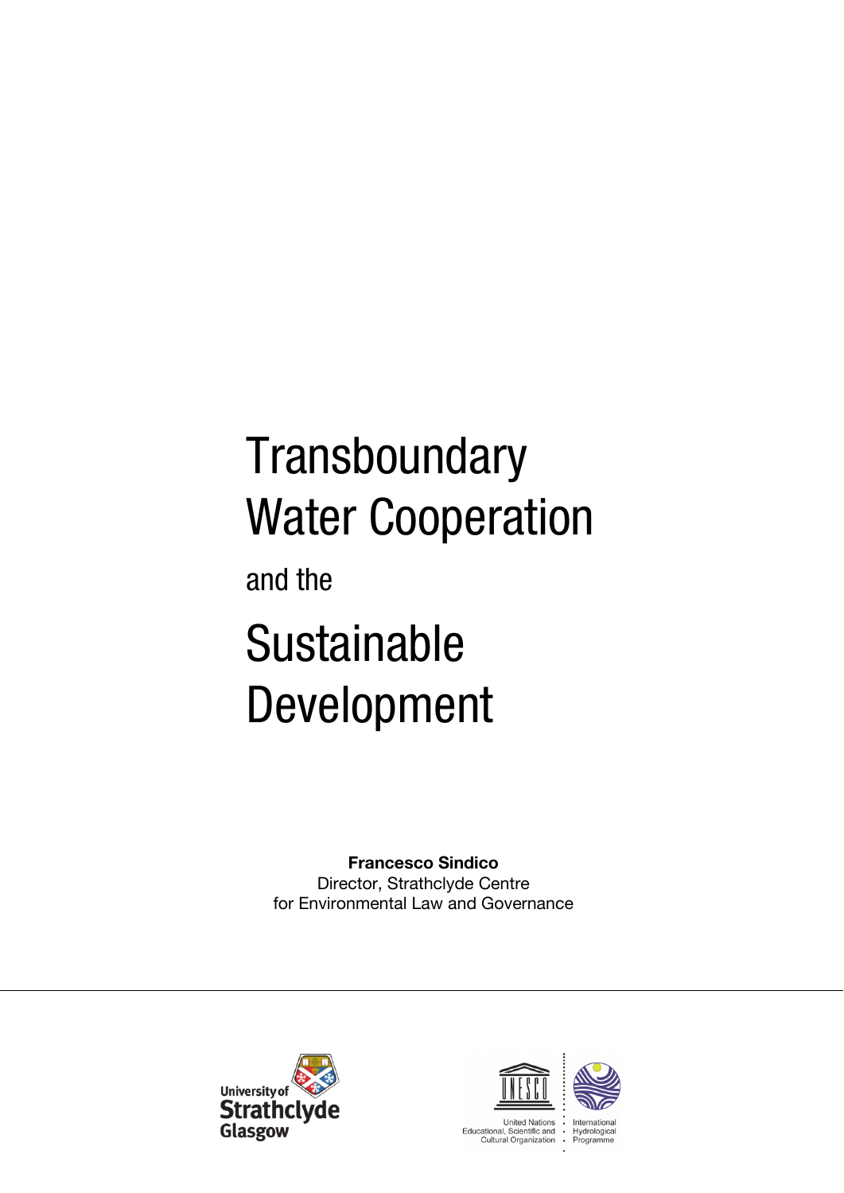# Transboundary Water Cooperation

and the

# Sustainable Development

**Francesco Sindico**
Director, Strathclyde Centre
for Environmental Law and Governance

University of Strathclyde Glasgow

United Nations Educational, Scientific and Cultural Organization

International Hydrological Programme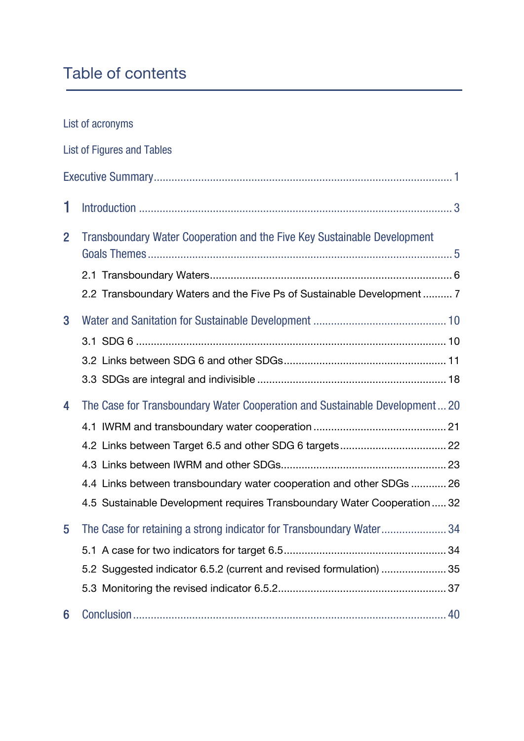# Table of contents

List of acronyms

List of Figures and Tables

Executive Summary ..... 1

1 Introduction ..... 3

2 Transboundary Water Cooperation and the Five Key Sustainable Development Goals Themes ..... 5

- 2.1 Transboundary Waters ..... 6
- 2.2 Transboundary Waters and the Five Ps of Sustainable Development ..... 7

3 Water and Sanitation for Sustainable Development ..... 10

- 3.1 SDG 6 ..... 10
- 3.2 Links between SDG 6 and other SDGs ..... 11
- 3.3 SDGs are integral and indivisible ..... 18

4 The Case for Transboundary Water Cooperation and Sustainable Development ..... 20

- 4.1 IWRM and transboundary water cooperation ..... 21
- 4.2 Links between Target 6.5 and other SDG 6 targets ..... 22
- 4.3 Links between IWRM and other SDGs ..... 23
- 4.4 Links between transboundary water cooperation and other SDGs ..... 26
- 4.5 Sustainable Development requires Transboundary Water Cooperation ..... 32

5 The Case for retaining a strong indicator for Transboundary Water ..... 34

- 5.1 A case for two indicators for target 6.5 ..... 34
- 5.2 Suggested indicator 6.5.2 (current and revised formulation) ..... 35
- 5.3 Monitoring the revised indicator 6.5.2 ..... 37

6 Conclusion ..... 40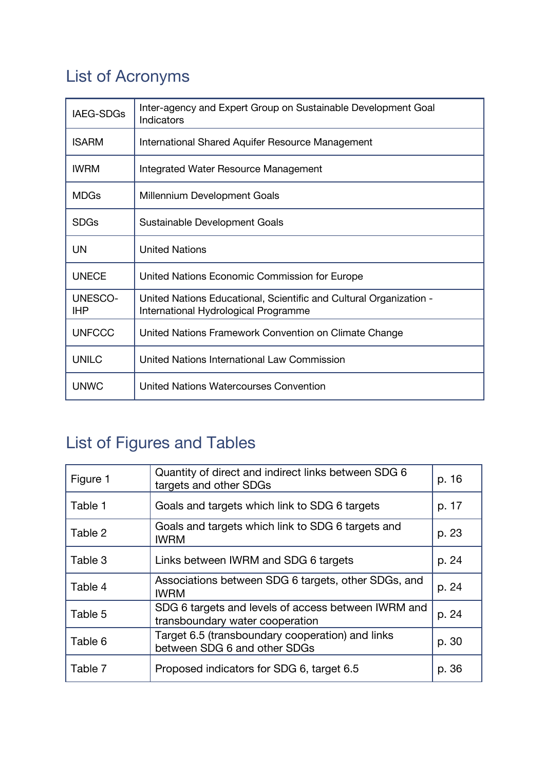## List of Acronyms

| | |
|---|---|
| IAEG-SDGs | Inter-agency and Expert Group on Sustainable Development Goal Indicators |
| ISARM | International Shared Aquifer Resource Management |
| IWRM | Integrated Water Resource Management |
| MDGs | Millennium Development Goals |
| SDGs | Sustainable Development Goals |
| UN | United Nations |
| UNECE | United Nations Economic Commission for Europe |
| UNESCO-IHP | United Nations Educational, Scientific and Cultural Organization - International Hydrological Programme |
| UNFCCC | United Nations Framework Convention on Climate Change |
| UNILC | United Nations International Law Commission |
| UNWC | United Nations Watercourses Convention |

## List of Figures and Tables

| | | |
|---|---|---|
| Figure 1 | Quantity of direct and indirect links between SDG 6 targets and other SDGs | p. 16 |
| Table 1 | Goals and targets which link to SDG 6 targets | p. 17 |
| Table 2 | Goals and targets which link to SDG 6 targets and IWRM | p. 23 |
| Table 3 | Links between IWRM and SDG 6 targets | p. 24 |
| Table 4 | Associations between SDG 6 targets, other SDGs, and IWRM | p. 24 |
| Table 5 | SDG 6 targets and levels of access between IWRM and transboundary water cooperation | p. 24 |
| Table 6 | Target 6.5 (transboundary cooperation) and links between SDG 6 and other SDGs | p. 30 |
| Table 7 | Proposed indicators for SDG 6, target 6.5 | p. 36 |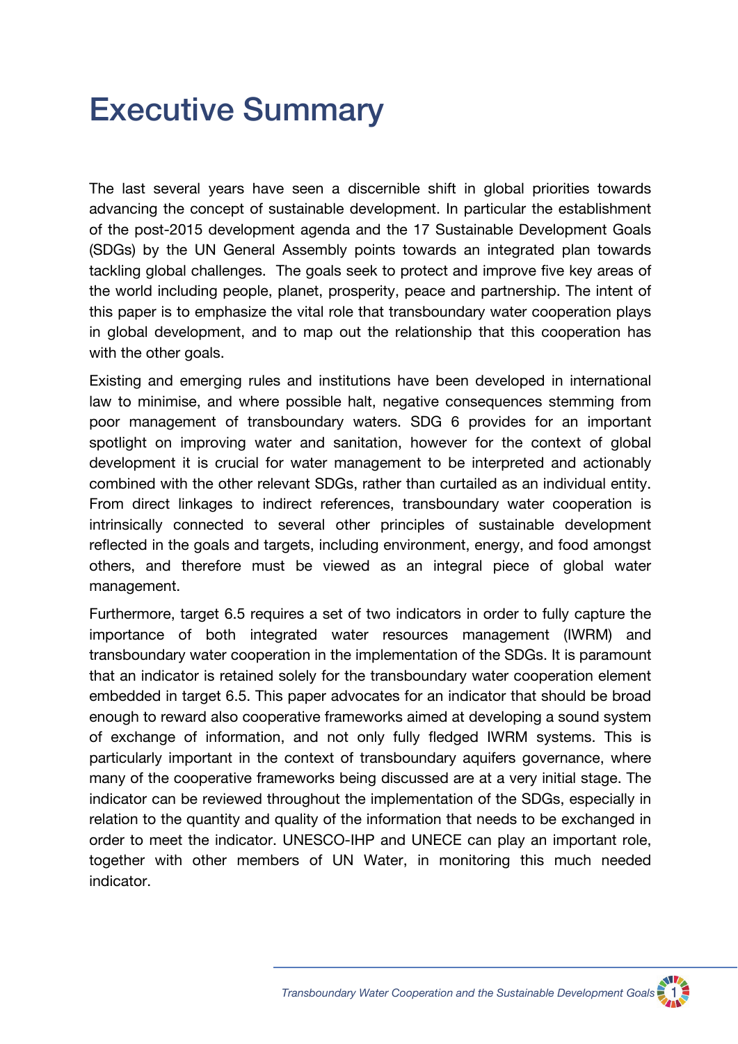# Executive Summary

The last several years have seen a discernible shift in global priorities towards advancing the concept of sustainable development. In particular the establishment of the post-2015 development agenda and the 17 Sustainable Development Goals (SDGs) by the UN General Assembly points towards an integrated plan towards tackling global challenges. The goals seek to protect and improve five key areas of the world including people, planet, prosperity, peace and partnership. The intent of this paper is to emphasize the vital role that transboundary water cooperation plays in global development, and to map out the relationship that this cooperation has with the other goals.

Existing and emerging rules and institutions have been developed in international law to minimise, and where possible halt, negative consequences stemming from poor management of transboundary waters. SDG 6 provides for an important spotlight on improving water and sanitation, however for the context of global development it is crucial for water management to be interpreted and actionably combined with the other relevant SDGs, rather than curtailed as an individual entity. From direct linkages to indirect references, transboundary water cooperation is intrinsically connected to several other principles of sustainable development reflected in the goals and targets, including environment, energy, and food amongst others, and therefore must be viewed as an integral piece of global water management.

Furthermore, target 6.5 requires a set of two indicators in order to fully capture the importance of both integrated water resources management (IWRM) and transboundary water cooperation in the implementation of the SDGs. It is paramount that an indicator is retained solely for the transboundary water cooperation element embedded in target 6.5. This paper advocates for an indicator that should be broad enough to reward also cooperative frameworks aimed at developing a sound system of exchange of information, and not only fully fledged IWRM systems. This is particularly important in the context of transboundary aquifers governance, where many of the cooperative frameworks being discussed are at a very initial stage. The indicator can be reviewed throughout the implementation of the SDGs, especially in relation to the quantity and quality of the information that needs to be exchanged in order to meet the indicator. UNESCO-IHP and UNECE can play an important role, together with other members of UN Water, in monitoring this much needed indicator.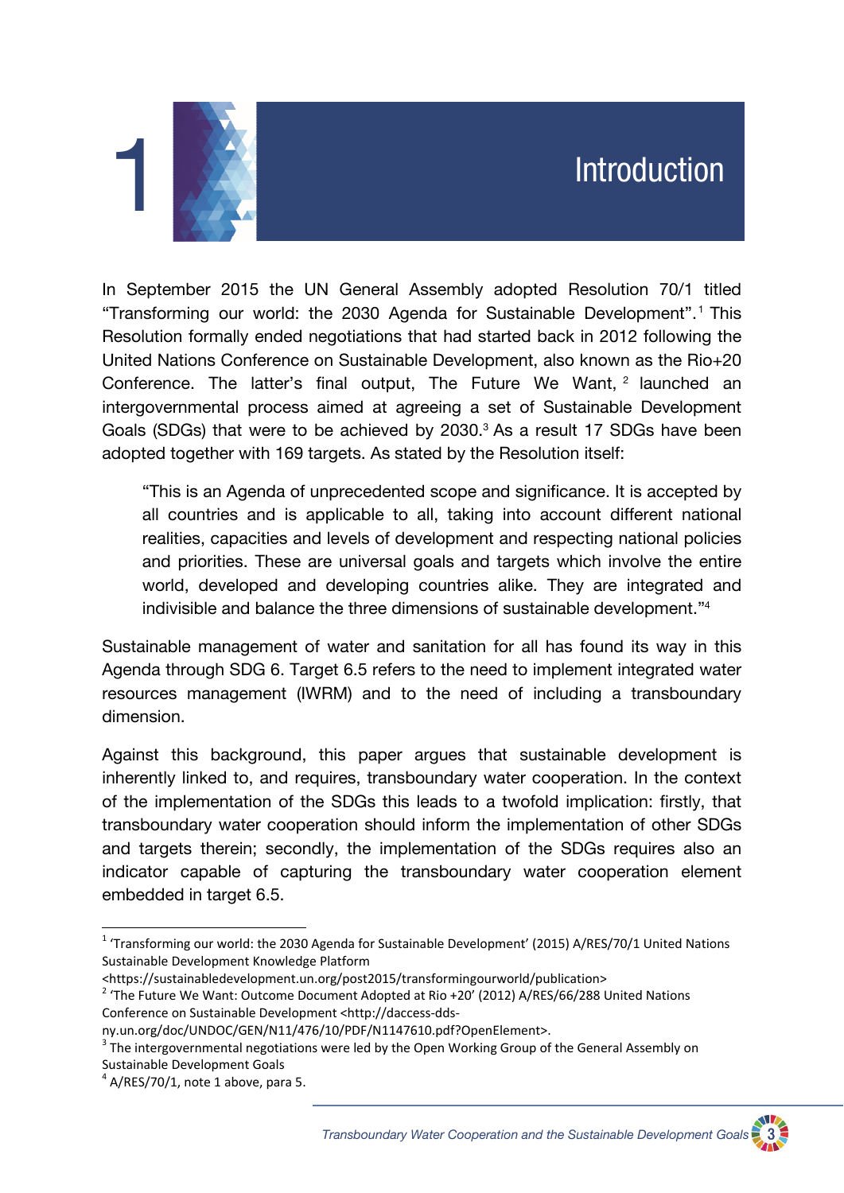# 1 Introduction

In September 2015 the UN General Assembly adopted Resolution 70/1 titled "Transforming our world: the 2030 Agenda for Sustainable Development".[1] This Resolution formally ended negotiations that had started back in 2012 following the United Nations Conference on Sustainable Development, also known as the Rio+20 Conference. The latter's final output, The Future We Want,[2] launched an intergovernmental process aimed at agreeing a set of Sustainable Development Goals (SDGs) that were to be achieved by 2030.[3] As a result 17 SDGs have been adopted together with 169 targets. As stated by the Resolution itself:

> "This is an Agenda of unprecedented scope and significance. It is accepted by all countries and is applicable to all, taking into account different national realities, capacities and levels of development and respecting national policies and priorities. These are universal goals and targets which involve the entire world, developed and developing countries alike. They are integrated and indivisible and balance the three dimensions of sustainable development."[4]

Sustainable management of water and sanitation for all has found its way in this Agenda through SDG 6. Target 6.5 refers to the need to implement integrated water resources management (IWRM) and to the need of including a transboundary dimension.

Against this background, this paper argues that sustainable development is inherently linked to, and requires, transboundary water cooperation. In the context of the implementation of the SDGs this leads to a twofold implication: firstly, that transboundary water cooperation should inform the implementation of other SDGs and targets therein; secondly, the implementation of the SDGs requires also an indicator capable of capturing the transboundary water cooperation element embedded in target 6.5.

---

[1] 'Transforming our world: the 2030 Agenda for Sustainable Development' (2015) A/RES/70/1 United Nations Sustainable Development Knowledge Platform <https://sustainabledevelopment.un.org/post2015/transformingourworld/publication>

[2] 'The Future We Want: Outcome Document Adopted at Rio +20' (2012) A/RES/66/288 United Nations Conference on Sustainable Development <http://daccess-dds-ny.un.org/doc/UNDOC/GEN/N11/476/10/PDF/N1147610.pdf?OpenElement>.

[3] The intergovernmental negotiations were led by the Open Working Group of the General Assembly on Sustainable Development Goals

[4] A/RES/70/1, note 1 above, para 5.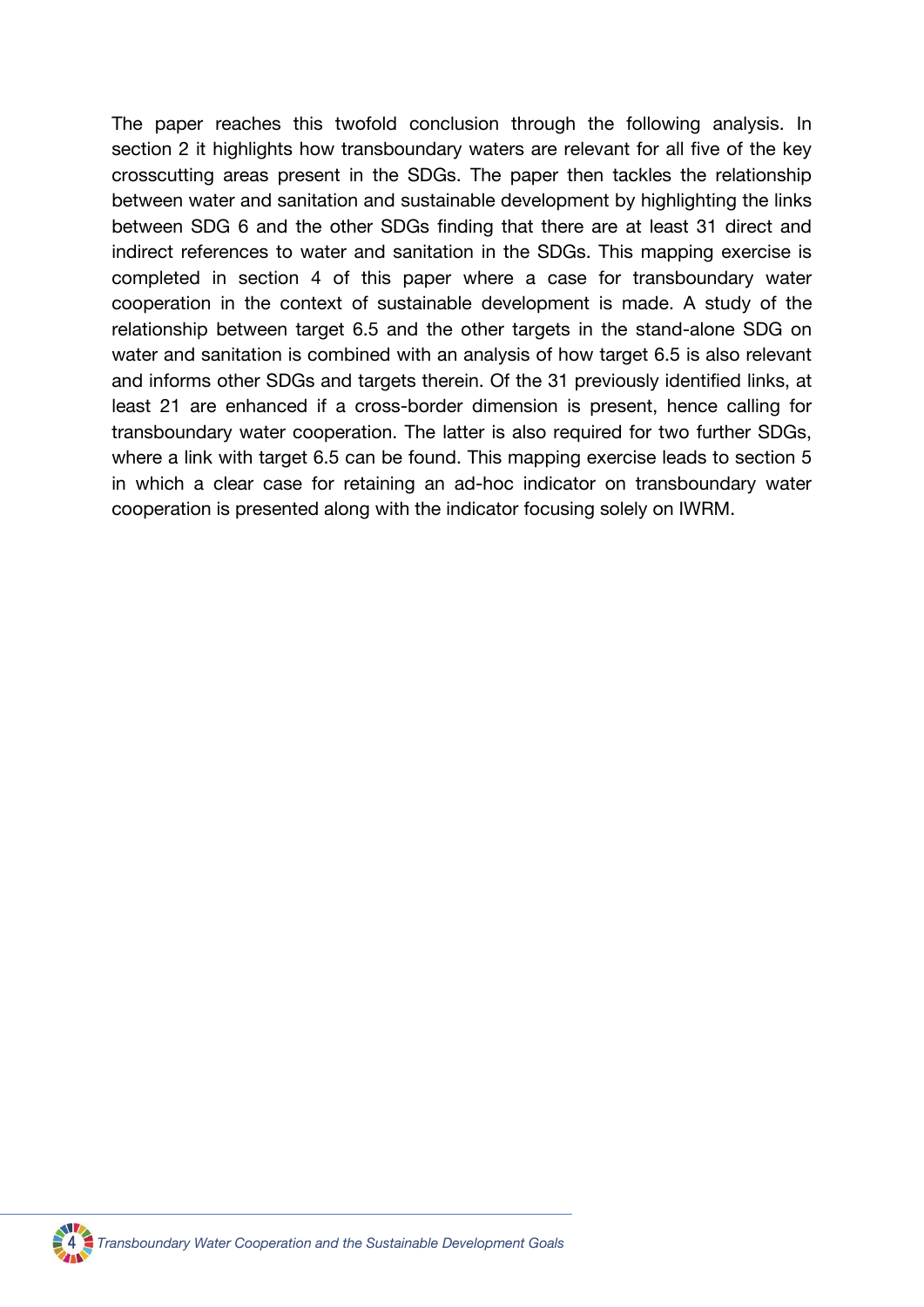The paper reaches this twofold conclusion through the following analysis. In section 2 it highlights how transboundary waters are relevant for all five of the key crosscutting areas present in the SDGs. The paper then tackles the relationship between water and sanitation and sustainable development by highlighting the links between SDG 6 and the other SDGs finding that there are at least 31 direct and indirect references to water and sanitation in the SDGs. This mapping exercise is completed in section 4 of this paper where a case for transboundary water cooperation in the context of sustainable development is made. A study of the relationship between target 6.5 and the other targets in the stand-alone SDG on water and sanitation is combined with an analysis of how target 6.5 is also relevant and informs other SDGs and targets therein. Of the 31 previously identified links, at least 21 are enhanced if a cross-border dimension is present, hence calling for transboundary water cooperation. The latter is also required for two further SDGs, where a link with target 6.5 can be found. This mapping exercise leads to section 5 in which a clear case for retaining an ad-hoc indicator on transboundary water cooperation is presented along with the indicator focusing solely on IWRM.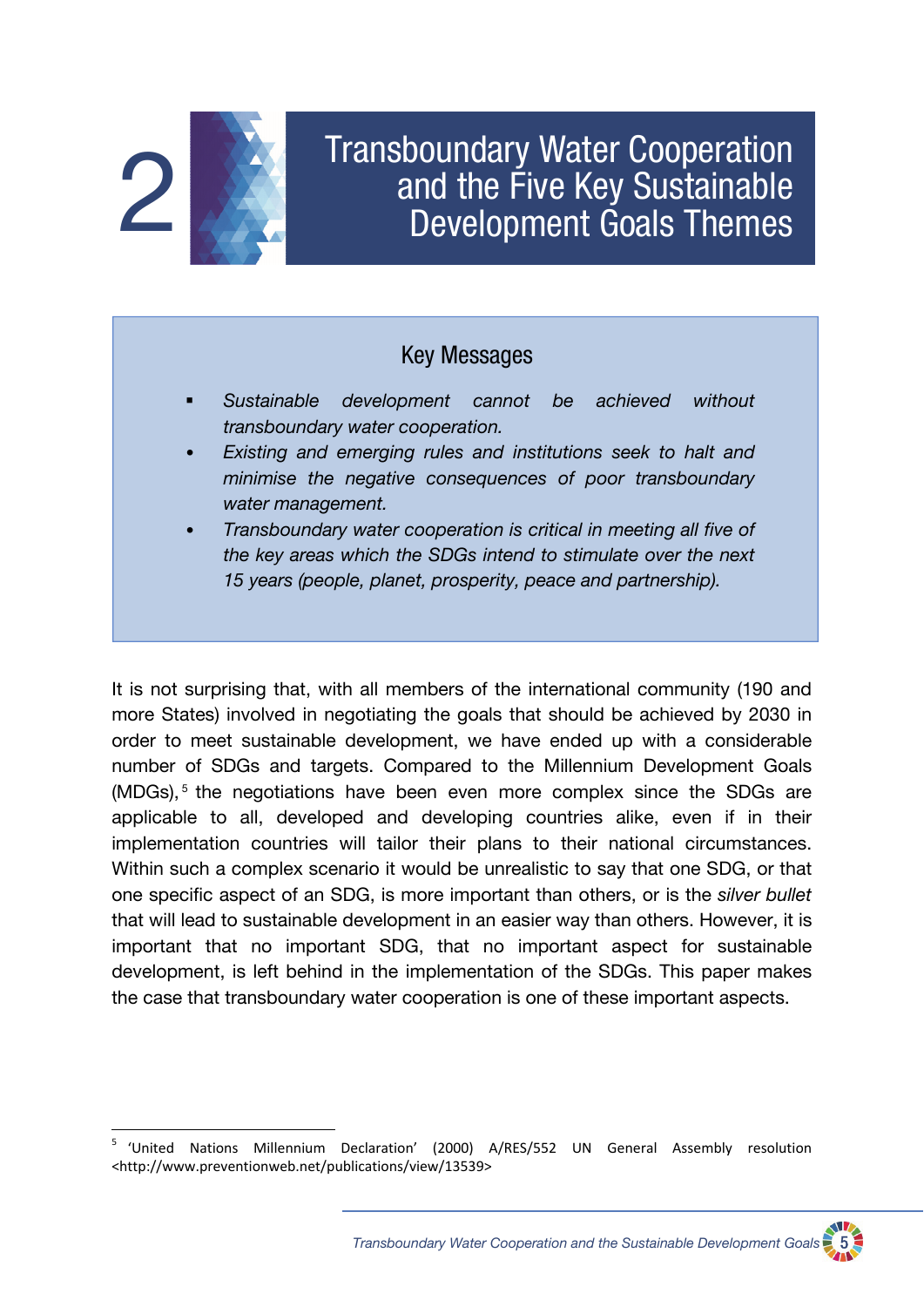# 2 Transboundary Water Cooperation and the Five Key Sustainable Development Goals Themes

### Key Messages

- *Sustainable development cannot be achieved without transboundary water cooperation.*
- *Existing and emerging rules and institutions seek to halt and minimise the negative consequences of poor transboundary water management.*
- *Transboundary water cooperation is critical in meeting all five of the key areas which the SDGs intend to stimulate over the next 15 years (people, planet, prosperity, peace and partnership).*

It is not surprising that, with all members of the international community (190 and more States) involved in negotiating the goals that should be achieved by 2030 in order to meet sustainable development, we have ended up with a considerable number of SDGs and targets. Compared to the Millennium Development Goals (MDGs),[5] the negotiations have been even more complex since the SDGs are applicable to all, developed and developing countries alike, even if in their implementation countries will tailor their plans to their national circumstances. Within such a complex scenario it would be unrealistic to say that one SDG, or that one specific aspect of an SDG, is more important than others, or is the *silver bullet* that will lead to sustainable development in an easier way than others. However, it is important that no important SDG, that no important aspect for sustainable development, is left behind in the implementation of the SDGs. This paper makes the case that transboundary water cooperation is one of these important aspects.

[5] 'United Nations Millennium Declaration' (2000) A/RES/552 UN General Assembly resolution <http://www.preventionweb.net/publications/view/13539>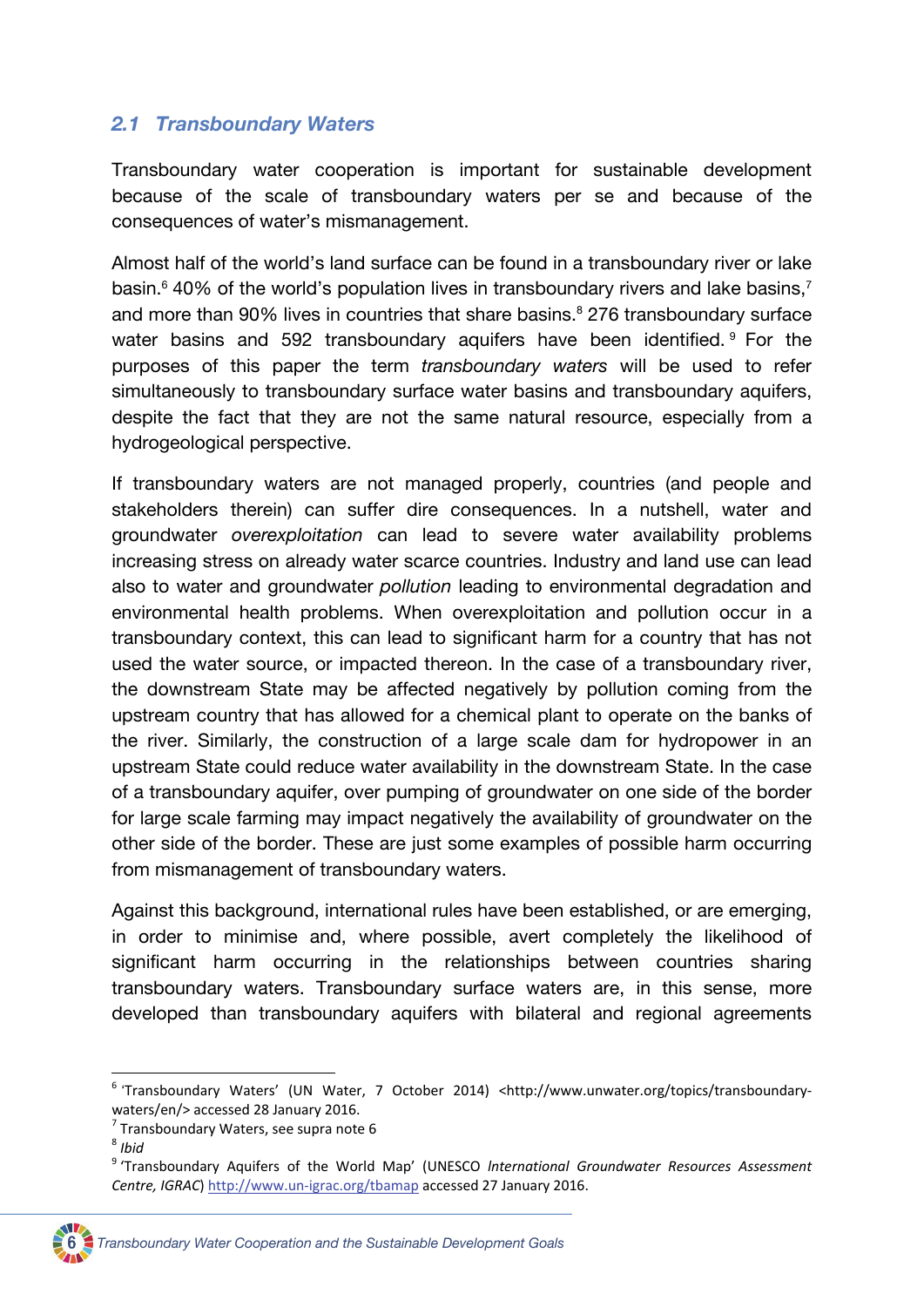## *2.1 Transboundary Waters*

Transboundary water cooperation is important for sustainable development because of the scale of transboundary waters per se and because of the consequences of water's mismanagement.

Almost half of the world's land surface can be found in a transboundary river or lake basin.[6] 40% of the world's population lives in transboundary rivers and lake basins,[7] and more than 90% lives in countries that share basins.[8] 276 transboundary surface water basins and 592 transboundary aquifers have been identified.[9] For the purposes of this paper the term *transboundary waters* will be used to refer simultaneously to transboundary surface water basins and transboundary aquifers, despite the fact that they are not the same natural resource, especially from a hydrogeological perspective.

If transboundary waters are not managed properly, countries (and people and stakeholders therein) can suffer dire consequences. In a nutshell, water and groundwater *overexploitation* can lead to severe water availability problems increasing stress on already water scarce countries. Industry and land use can lead also to water and groundwater *pollution* leading to environmental degradation and environmental health problems. When overexploitation and pollution occur in a transboundary context, this can lead to significant harm for a country that has not used the water source, or impacted thereon. In the case of a transboundary river, the downstream State may be affected negatively by pollution coming from the upstream country that has allowed for a chemical plant to operate on the banks of the river. Similarly, the construction of a large scale dam for hydropower in an upstream State could reduce water availability in the downstream State. In the case of a transboundary aquifer, over pumping of groundwater on one side of the border for large scale farming may impact negatively the availability of groundwater on the other side of the border. These are just some examples of possible harm occurring from mismanagement of transboundary waters.

Against this background, international rules have been established, or are emerging, in order to minimise and, where possible, avert completely the likelihood of significant harm occurring in the relationships between countries sharing transboundary waters. Transboundary surface waters are, in this sense, more developed than transboundary aquifers with bilateral and regional agreements

---

[6] 'Transboundary Waters' (UN Water, 7 October 2014) <http://www.unwater.org/topics/transboundary-waters/en/> accessed 28 January 2016.

[7] Transboundary Waters, see supra note 6

[8] *Ibid*

[9] 'Transboundary Aquifers of the World Map' (UNESCO *International Groundwater Resources Assessment Centre, IGRAC*) http://www.un-igrac.org/tbamap accessed 27 January 2016.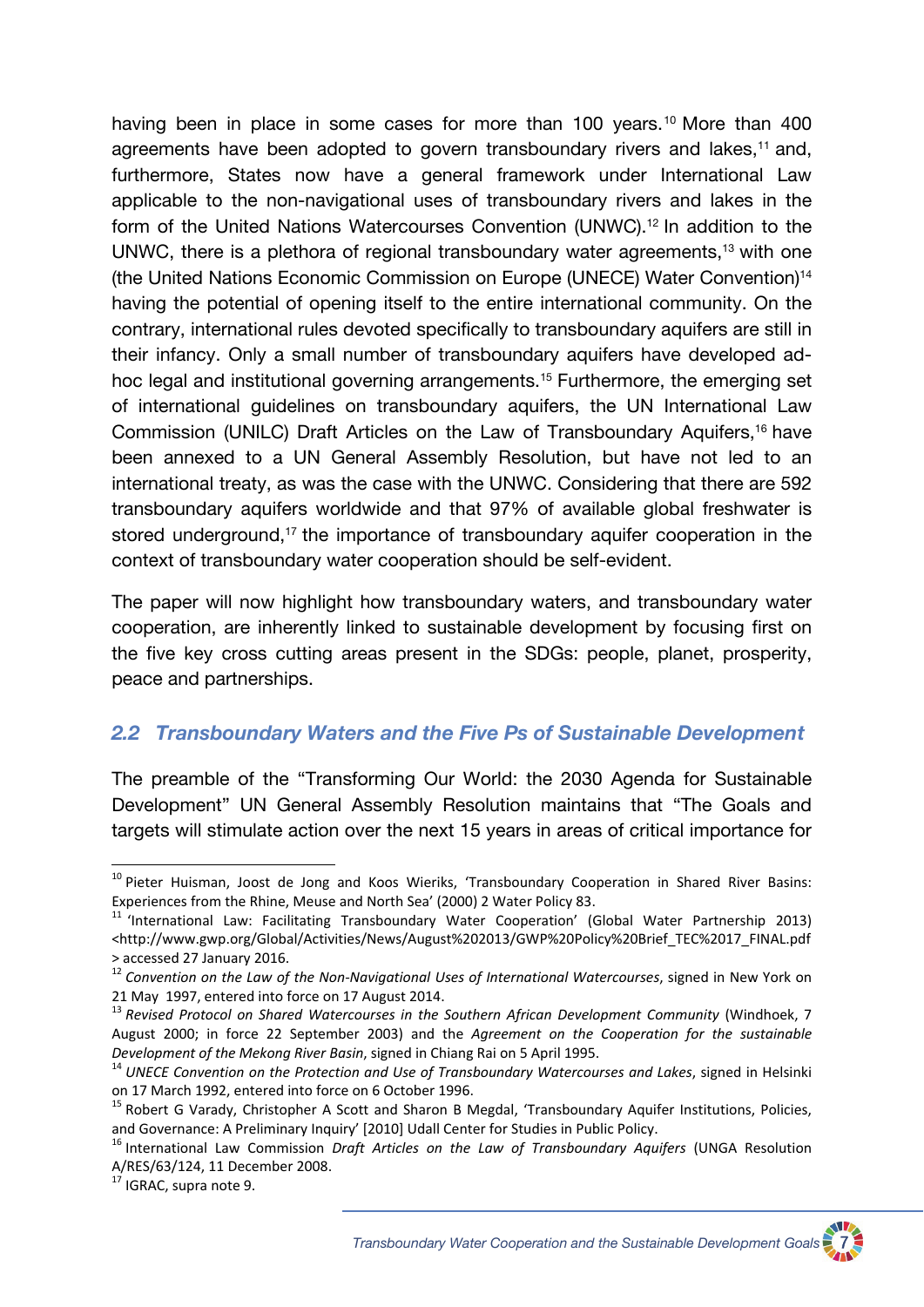having been in place in some cases for more than 100 years.[10] More than 400 agreements have been adopted to govern transboundary rivers and lakes,[11] and, furthermore, States now have a general framework under International Law applicable to the non-navigational uses of transboundary rivers and lakes in the form of the United Nations Watercourses Convention (UNWC).[12] In addition to the UNWC, there is a plethora of regional transboundary water agreements,[13] with one (the United Nations Economic Commission on Europe (UNECE) Water Convention)[14] having the potential of opening itself to the entire international community. On the contrary, international rules devoted specifically to transboundary aquifers are still in their infancy. Only a small number of transboundary aquifers have developed ad-hoc legal and institutional governing arrangements.[15] Furthermore, the emerging set of international guidelines on transboundary aquifers, the UN International Law Commission (UNILC) Draft Articles on the Law of Transboundary Aquifers,[16] have been annexed to a UN General Assembly Resolution, but have not led to an international treaty, as was the case with the UNWC. Considering that there are 592 transboundary aquifers worldwide and that 97% of available global freshwater is stored underground,[17] the importance of transboundary aquifer cooperation in the context of transboundary water cooperation should be self-evident.

The paper will now highlight how transboundary waters, and transboundary water cooperation, are inherently linked to sustainable development by focusing first on the five key cross cutting areas present in the SDGs: people, planet, prosperity, peace and partnerships.

## 2.2 Transboundary Waters and the Five Ps of Sustainable Development

The preamble of the "Transforming Our World: the 2030 Agenda for Sustainable Development" UN General Assembly Resolution maintains that "The Goals and targets will stimulate action over the next 15 years in areas of critical importance for

---

[10] Pieter Huisman, Joost de Jong and Koos Wieriks, 'Transboundary Cooperation in Shared River Basins: Experiences from the Rhine, Meuse and North Sea' (2000) 2 Water Policy 83.

[11] 'International Law: Facilitating Transboundary Water Cooperation' (Global Water Partnership 2013) <http://www.gwp.org/Global/Activities/News/August%202013/GWP%20Policy%20Brief_TEC%2017_FINAL.pdf> accessed 27 January 2016.

[12] *Convention on the Law of the Non-Navigational Uses of International Watercourses*, signed in New York on 21 May 1997, entered into force on 17 August 2014.

[13] *Revised Protocol on Shared Watercourses in the Southern African Development Community* (Windhoek, 7 August 2000; in force 22 September 2003) and the *Agreement on the Cooperation for the sustainable Development of the Mekong River Basin*, signed in Chiang Rai on 5 April 1995.

[14] *UNECE Convention on the Protection and Use of Transboundary Watercourses and Lakes*, signed in Helsinki on 17 March 1992, entered into force on 6 October 1996.

[15] Robert G Varady, Christopher A Scott and Sharon B Megdal, 'Transboundary Aquifer Institutions, Policies, and Governance: A Preliminary Inquiry' [2010] Udall Center for Studies in Public Policy.

[16] International Law Commission *Draft Articles on the Law of Transboundary Aquifers* (UNGA Resolution A/RES/63/124, 11 December 2008.

[17] IGRAC, supra note 9.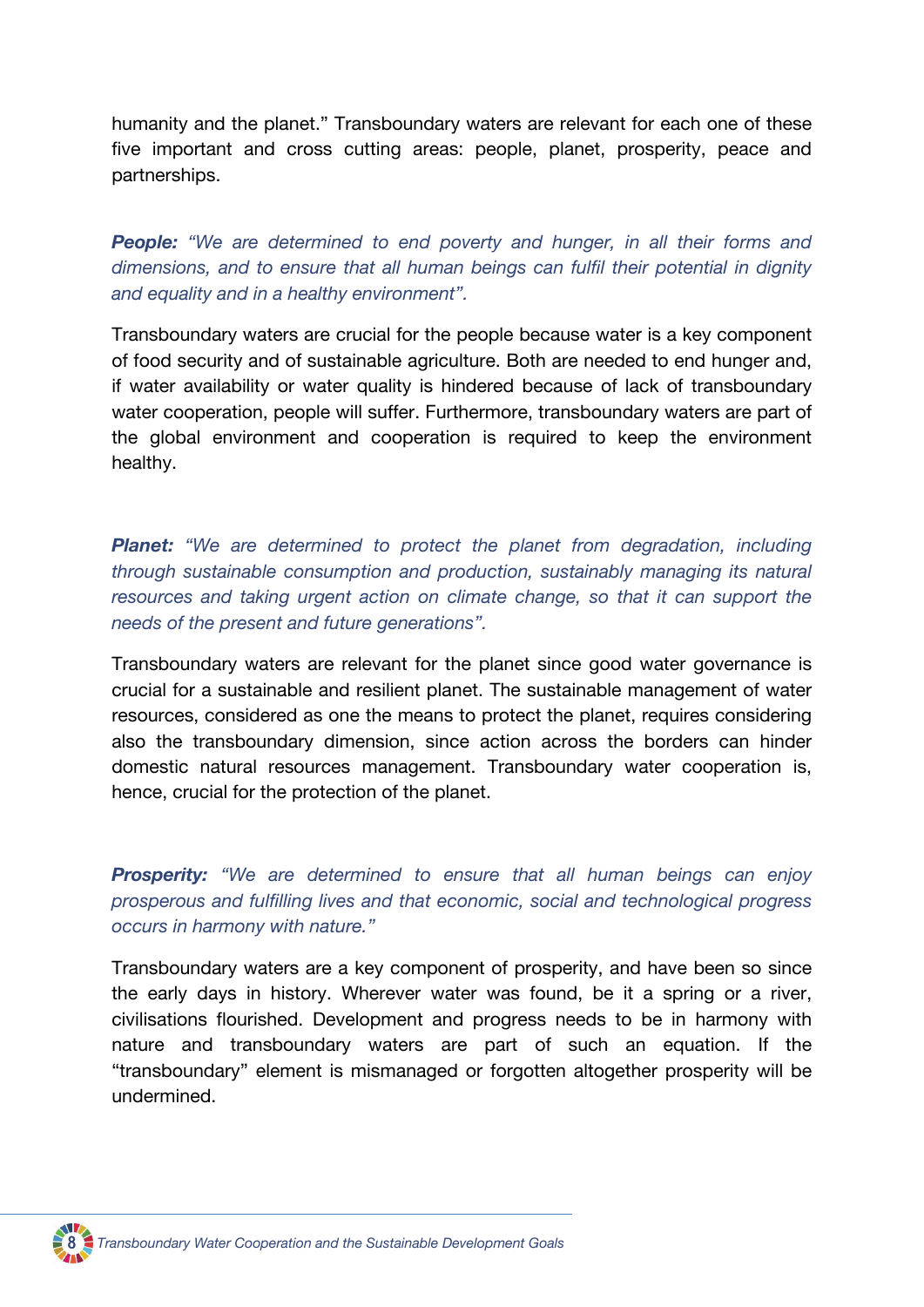humanity and the planet.” Transboundary waters are relevant for each one of these five important and cross cutting areas: people, planet, prosperity, peace and partnerships.

***People:*** *“We are determined to end poverty and hunger, in all their forms and dimensions, and to ensure that all human beings can fulfil their potential in dignity and equality and in a healthy environment”.*

Transboundary waters are crucial for the people because water is a key component of food security and of sustainable agriculture. Both are needed to end hunger and, if water availability or water quality is hindered because of lack of transboundary water cooperation, people will suffer. Furthermore, transboundary waters are part of the global environment and cooperation is required to keep the environment healthy.

***Planet:*** *“We are determined to protect the planet from degradation, including through sustainable consumption and production, sustainably managing its natural resources and taking urgent action on climate change, so that it can support the needs of the present and future generations”.*

Transboundary waters are relevant for the planet since good water governance is crucial for a sustainable and resilient planet. The sustainable management of water resources, considered as one the means to protect the planet, requires considering also the transboundary dimension, since action across the borders can hinder domestic natural resources management. Transboundary water cooperation is, hence, crucial for the protection of the planet.

***Prosperity:*** *“We are determined to ensure that all human beings can enjoy prosperous and fulfilling lives and that economic, social and technological progress occurs in harmony with nature.”*

Transboundary waters are a key component of prosperity, and have been so since the early days in history. Wherever water was found, be it a spring or a river, civilisations flourished. Development and progress needs to be in harmony with nature and transboundary waters are part of such an equation. If the “transboundary” element is mismanaged or forgotten altogether prosperity will be undermined.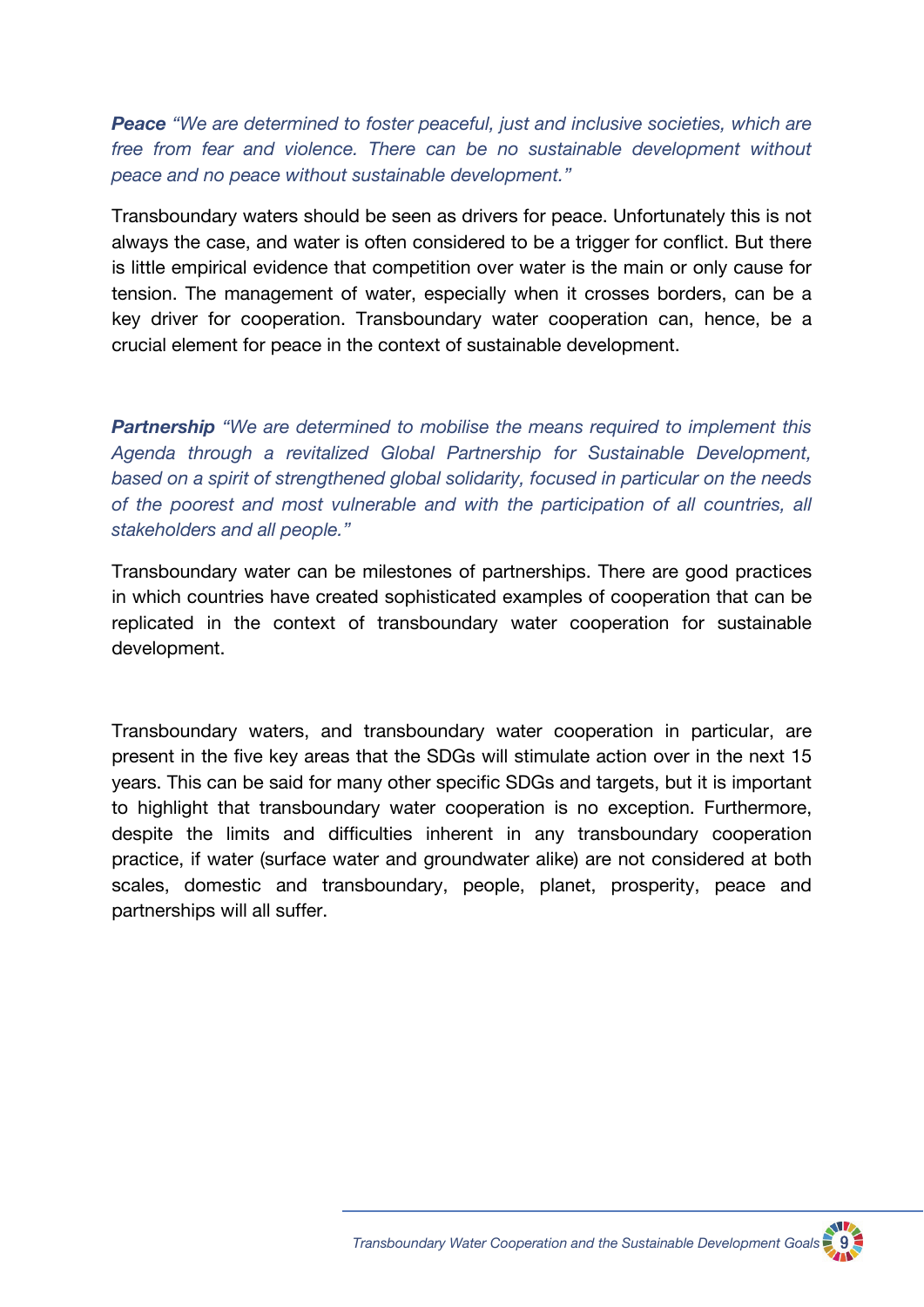***Peace*** *"We are determined to foster peaceful, just and inclusive societies, which are free from fear and violence. There can be no sustainable development without peace and no peace without sustainable development."*

Transboundary waters should be seen as drivers for peace. Unfortunately this is not always the case, and water is often considered to be a trigger for conflict. But there is little empirical evidence that competition over water is the main or only cause for tension. The management of water, especially when it crosses borders, can be a key driver for cooperation. Transboundary water cooperation can, hence, be a crucial element for peace in the context of sustainable development.

***Partnership*** *"We are determined to mobilise the means required to implement this Agenda through a revitalized Global Partnership for Sustainable Development, based on a spirit of strengthened global solidarity, focused in particular on the needs of the poorest and most vulnerable and with the participation of all countries, all stakeholders and all people."*

Transboundary water can be milestones of partnerships. There are good practices in which countries have created sophisticated examples of cooperation that can be replicated in the context of transboundary water cooperation for sustainable development.

Transboundary waters, and transboundary water cooperation in particular, are present in the five key areas that the SDGs will stimulate action over in the next 15 years. This can be said for many other specific SDGs and targets, but it is important to highlight that transboundary water cooperation is no exception. Furthermore, despite the limits and difficulties inherent in any transboundary cooperation practice, if water (surface water and groundwater alike) are not considered at both scales, domestic and transboundary, people, planet, prosperity, peace and partnerships will all suffer.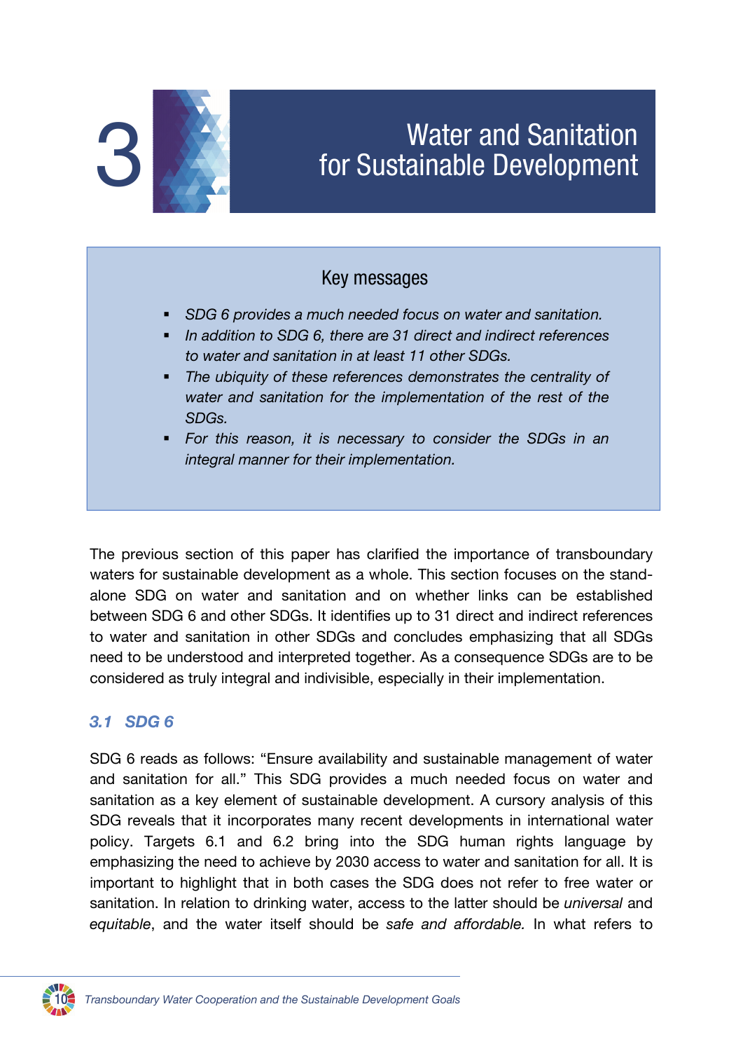# 3 Water and Sanitation for Sustainable Development

## Key messages

- *SDG 6 provides a much needed focus on water and sanitation.*
- *In addition to SDG 6, there are 31 direct and indirect references to water and sanitation in at least 11 other SDGs.*
- *The ubiquity of these references demonstrates the centrality of water and sanitation for the implementation of the rest of the SDGs.*
- *For this reason, it is necessary to consider the SDGs in an integral manner for their implementation.*

The previous section of this paper has clarified the importance of transboundary waters for sustainable development as a whole. This section focuses on the stand-alone SDG on water and sanitation and on whether links can be established between SDG 6 and other SDGs. It identifies up to 31 direct and indirect references to water and sanitation in other SDGs and concludes emphasizing that all SDGs need to be understood and interpreted together. As a consequence SDGs are to be considered as truly integral and indivisible, especially in their implementation.

### *3.1 SDG 6*

SDG 6 reads as follows: "Ensure availability and sustainable management of water and sanitation for all." This SDG provides a much needed focus on water and sanitation as a key element of sustainable development. A cursory analysis of this SDG reveals that it incorporates many recent developments in international water policy. Targets 6.1 and 6.2 bring into the SDG human rights language by emphasizing the need to achieve by 2030 access to water and sanitation for all. It is important to highlight that in both cases the SDG does not refer to free water or sanitation. In relation to drinking water, access to the latter should be *universal* and *equitable*, and the water itself should be *safe and affordable.* In what refers to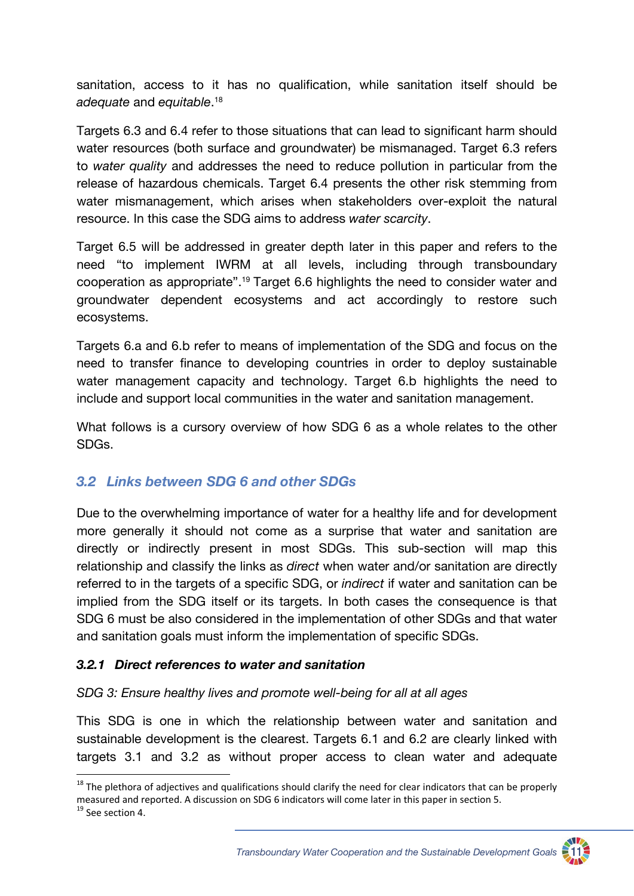sanitation, access to it has no qualification, while sanitation itself should be *adequate* and *equitable*.[18]

Targets 6.3 and 6.4 refer to those situations that can lead to significant harm should water resources (both surface and groundwater) be mismanaged. Target 6.3 refers to *water quality* and addresses the need to reduce pollution in particular from the release of hazardous chemicals. Target 6.4 presents the other risk stemming from water mismanagement, which arises when stakeholders over-exploit the natural resource. In this case the SDG aims to address *water scarcity*.

Target 6.5 will be addressed in greater depth later in this paper and refers to the need "to implement IWRM at all levels, including through transboundary cooperation as appropriate".[19] Target 6.6 highlights the need to consider water and groundwater dependent ecosystems and act accordingly to restore such ecosystems.

Targets 6.a and 6.b refer to means of implementation of the SDG and focus on the need to transfer finance to developing countries in order to deploy sustainable water management capacity and technology. Target 6.b highlights the need to include and support local communities in the water and sanitation management.

What follows is a cursory overview of how SDG 6 as a whole relates to the other SDGs.

## *3.2 Links between SDG 6 and other SDGs*

Due to the overwhelming importance of water for a healthy life and for development more generally it should not come as a surprise that water and sanitation are directly or indirectly present in most SDGs. This sub-section will map this relationship and classify the links as *direct* when water and/or sanitation are directly referred to in the targets of a specific SDG, or *indirect* if water and sanitation can be implied from the SDG itself or its targets. In both cases the consequence is that SDG 6 must be also considered in the implementation of other SDGs and that water and sanitation goals must inform the implementation of specific SDGs.

### ***3.2.1 Direct references to water and sanitation***

*SDG 3: Ensure healthy lives and promote well-being for all at all ages*

This SDG is one in which the relationship between water and sanitation and sustainable development is the clearest. Targets 6.1 and 6.2 are clearly linked with targets 3.1 and 3.2 as without proper access to clean water and adequate

[18] The plethora of adjectives and qualifications should clarify the need for clear indicators that can be properly measured and reported. A discussion on SDG 6 indicators will come later in this paper in section 5.

[19] See section 4.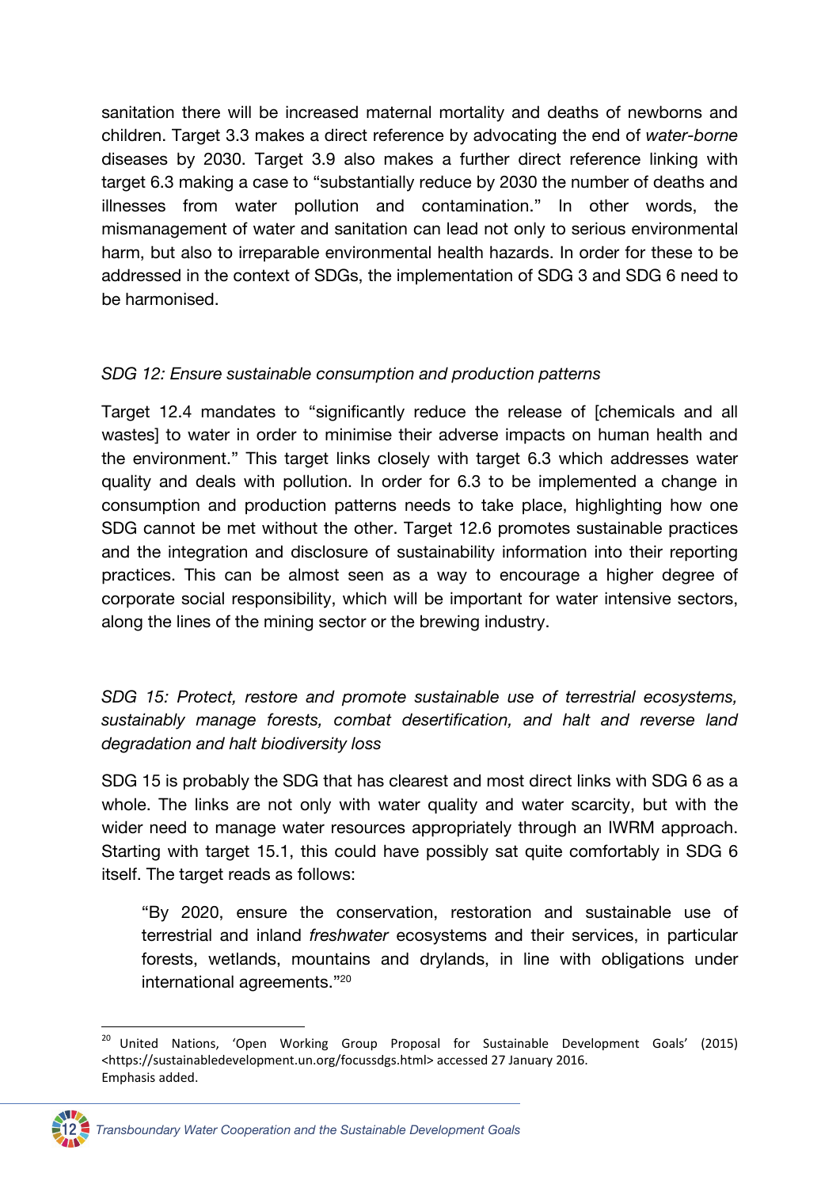sanitation there will be increased maternal mortality and deaths of newborns and children. Target 3.3 makes a direct reference by advocating the end of *water-borne* diseases by 2030. Target 3.9 also makes a further direct reference linking with target 6.3 making a case to "substantially reduce by 2030 the number of deaths and illnesses from water pollution and contamination." In other words, the mismanagement of water and sanitation can lead not only to serious environmental harm, but also to irreparable environmental health hazards. In order for these to be addressed in the context of SDGs, the implementation of SDG 3 and SDG 6 need to be harmonised.

*SDG 12: Ensure sustainable consumption and production patterns*

Target 12.4 mandates to "significantly reduce the release of [chemicals and all wastes] to water in order to minimise their adverse impacts on human health and the environment." This target links closely with target 6.3 which addresses water quality and deals with pollution. In order for 6.3 to be implemented a change in consumption and production patterns needs to take place, highlighting how one SDG cannot be met without the other. Target 12.6 promotes sustainable practices and the integration and disclosure of sustainability information into their reporting practices. This can be almost seen as a way to encourage a higher degree of corporate social responsibility, which will be important for water intensive sectors, along the lines of the mining sector or the brewing industry.

*SDG 15: Protect, restore and promote sustainable use of terrestrial ecosystems, sustainably manage forests, combat desertification, and halt and reverse land degradation and halt biodiversity loss*

SDG 15 is probably the SDG that has clearest and most direct links with SDG 6 as a whole. The links are not only with water quality and water scarcity, but with the wider need to manage water resources appropriately through an IWRM approach. Starting with target 15.1, this could have possibly sat quite comfortably in SDG 6 itself. The target reads as follows:

> "By 2020, ensure the conservation, restoration and sustainable use of terrestrial and inland *freshwater* ecosystems and their services, in particular forests, wetlands, mountains and drylands, in line with obligations under international agreements."[20]

---

[20] United Nations, 'Open Working Group Proposal for Sustainable Development Goals' (2015) <https://sustainabledevelopment.un.org/focussdgs.html> accessed 27 January 2016. Emphasis added.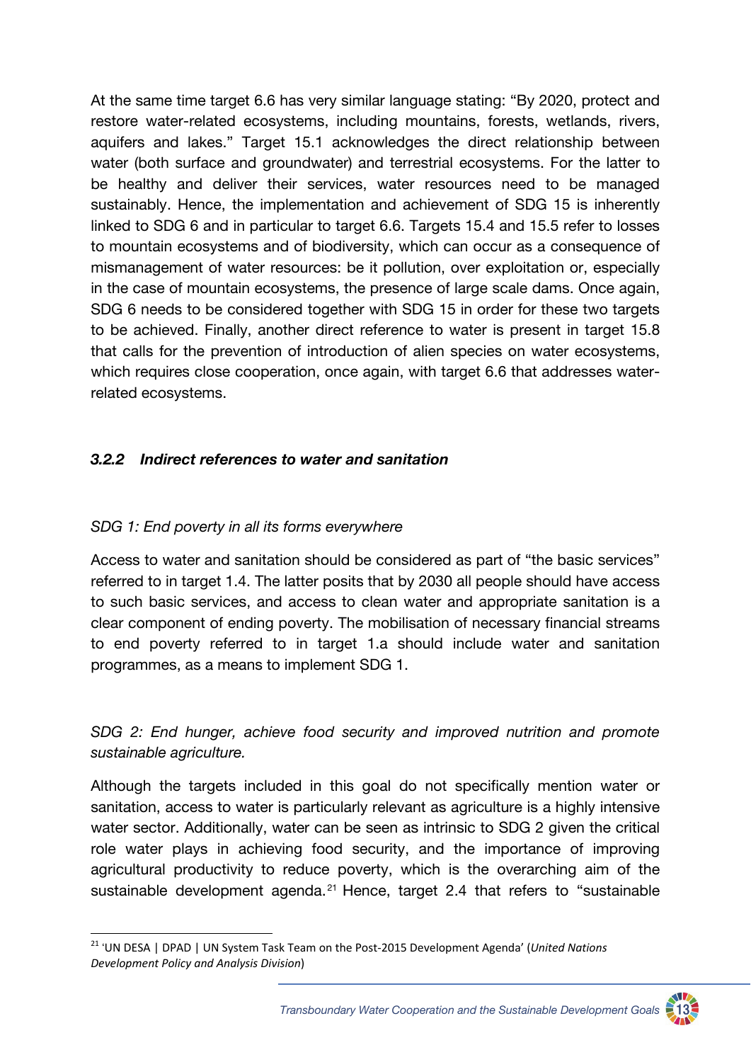At the same time target 6.6 has very similar language stating: "By 2020, protect and restore water-related ecosystems, including mountains, forests, wetlands, rivers, aquifers and lakes." Target 15.1 acknowledges the direct relationship between water (both surface and groundwater) and terrestrial ecosystems. For the latter to be healthy and deliver their services, water resources need to be managed sustainably. Hence, the implementation and achievement of SDG 15 is inherently linked to SDG 6 and in particular to target 6.6. Targets 15.4 and 15.5 refer to losses to mountain ecosystems and of biodiversity, which can occur as a consequence of mismanagement of water resources: be it pollution, over exploitation or, especially in the case of mountain ecosystems, the presence of large scale dams. Once again, SDG 6 needs to be considered together with SDG 15 in order for these two targets to be achieved. Finally, another direct reference to water is present in target 15.8 that calls for the prevention of introduction of alien species on water ecosystems, which requires close cooperation, once again, with target 6.6 that addresses water-related ecosystems.

### *3.2.2 Indirect references to water and sanitation*

*SDG 1: End poverty in all its forms everywhere*

Access to water and sanitation should be considered as part of "the basic services" referred to in target 1.4. The latter posits that by 2030 all people should have access to such basic services, and access to clean water and appropriate sanitation is a clear component of ending poverty. The mobilisation of necessary financial streams to end poverty referred to in target 1.a should include water and sanitation programmes, as a means to implement SDG 1.

*SDG 2: End hunger, achieve food security and improved nutrition and promote sustainable agriculture.*

Although the targets included in this goal do not specifically mention water or sanitation, access to water is particularly relevant as agriculture is a highly intensive water sector. Additionally, water can be seen as intrinsic to SDG 2 given the critical role water plays in achieving food security, and the importance of improving agricultural productivity to reduce poverty, which is the overarching aim of the sustainable development agenda.[21] Hence, target 2.4 that refers to "sustainable

[21] 'UN DESA | DPAD | UN System Task Team on the Post-2015 Development Agenda' (*United Nations Development Policy and Analysis Division*)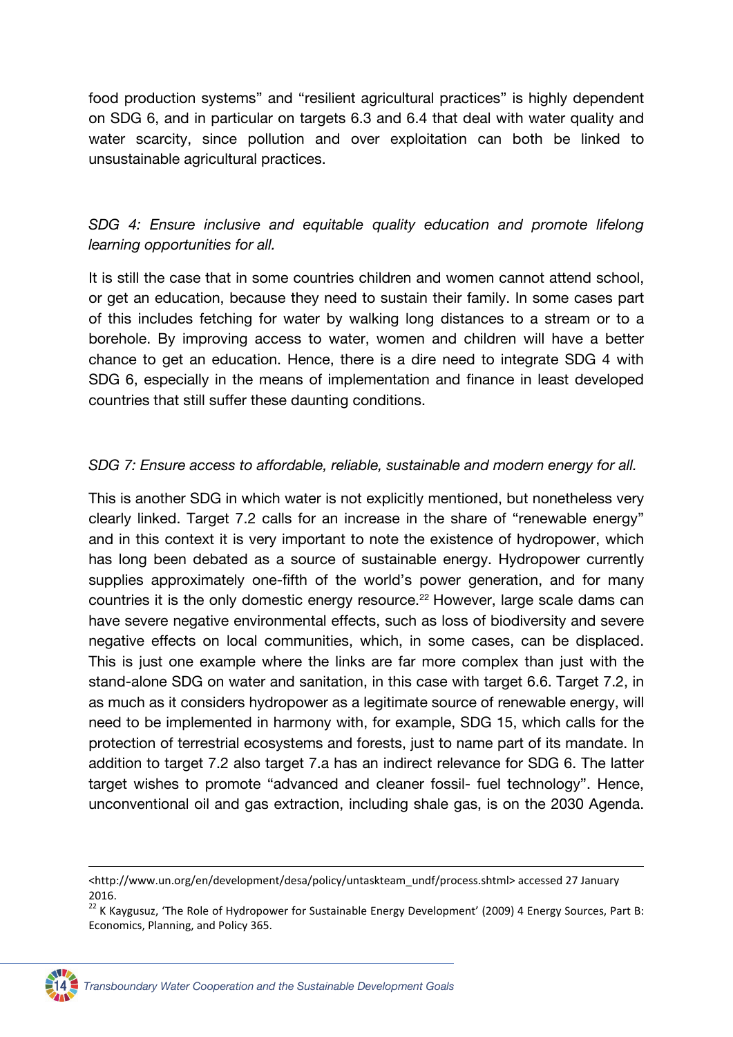food production systems" and "resilient agricultural practices" is highly dependent on SDG 6, and in particular on targets 6.3 and 6.4 that deal with water quality and water scarcity, since pollution and over exploitation can both be linked to unsustainable agricultural practices.

*SDG 4: Ensure inclusive and equitable quality education and promote lifelong learning opportunities for all.*

It is still the case that in some countries children and women cannot attend school, or get an education, because they need to sustain their family. In some cases part of this includes fetching for water by walking long distances to a stream or to a borehole. By improving access to water, women and children will have a better chance to get an education. Hence, there is a dire need to integrate SDG 4 with SDG 6, especially in the means of implementation and finance in least developed countries that still suffer these daunting conditions.

*SDG 7: Ensure access to affordable, reliable, sustainable and modern energy for all.*

This is another SDG in which water is not explicitly mentioned, but nonetheless very clearly linked. Target 7.2 calls for an increase in the share of "renewable energy" and in this context it is very important to note the existence of hydropower, which has long been debated as a source of sustainable energy. Hydropower currently supplies approximately one-fifth of the world's power generation, and for many countries it is the only domestic energy resource.[22] However, large scale dams can have severe negative environmental effects, such as loss of biodiversity and severe negative effects on local communities, which, in some cases, can be displaced. This is just one example where the links are far more complex than just with the stand-alone SDG on water and sanitation, in this case with target 6.6. Target 7.2, in as much as it considers hydropower as a legitimate source of renewable energy, will need to be implemented in harmony with, for example, SDG 15, which calls for the protection of terrestrial ecosystems and forests, just to name part of its mandate. In addition to target 7.2 also target 7.a has an indirect relevance for SDG 6. The latter target wishes to promote "advanced and cleaner fossil- fuel technology". Hence, unconventional oil and gas extraction, including shale gas, is on the 2030 Agenda.

---

<http://www.un.org/en/development/desa/policy/untaskteam_undf/process.shtml> accessed 27 January 2016.

[22] K Kaygusuz, 'The Role of Hydropower for Sustainable Energy Development' (2009) 4 Energy Sources, Part B: Economics, Planning, and Policy 365.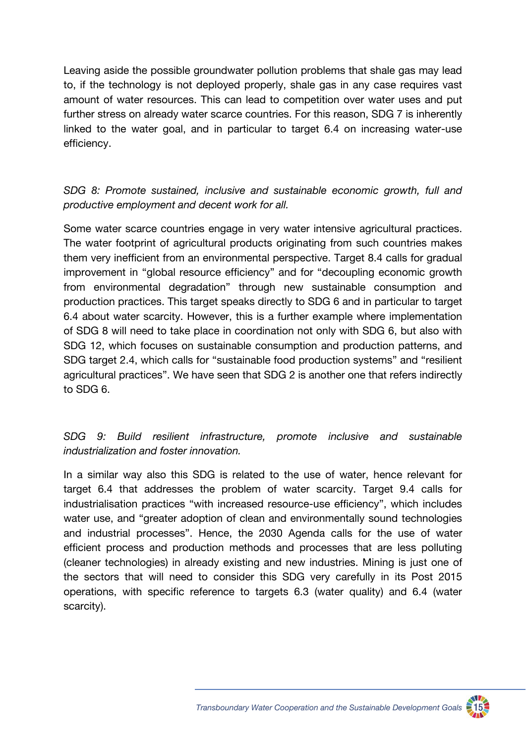Leaving aside the possible groundwater pollution problems that shale gas may lead to, if the technology is not deployed properly, shale gas in any case requires vast amount of water resources. This can lead to competition over water uses and put further stress on already water scarce countries. For this reason, SDG 7 is inherently linked to the water goal, and in particular to target 6.4 on increasing water-use efficiency.

*SDG 8: Promote sustained, inclusive and sustainable economic growth, full and productive employment and decent work for all.*

Some water scarce countries engage in very water intensive agricultural practices. The water footprint of agricultural products originating from such countries makes them very inefficient from an environmental perspective. Target 8.4 calls for gradual improvement in "global resource efficiency" and for "decoupling economic growth from environmental degradation" through new sustainable consumption and production practices. This target speaks directly to SDG 6 and in particular to target 6.4 about water scarcity. However, this is a further example where implementation of SDG 8 will need to take place in coordination not only with SDG 6, but also with SDG 12, which focuses on sustainable consumption and production patterns, and SDG target 2.4, which calls for "sustainable food production systems" and "resilient agricultural practices". We have seen that SDG 2 is another one that refers indirectly to SDG 6.

*SDG 9: Build resilient infrastructure, promote inclusive and sustainable industrialization and foster innovation.*

In a similar way also this SDG is related to the use of water, hence relevant for target 6.4 that addresses the problem of water scarcity. Target 9.4 calls for industrialisation practices "with increased resource-use efficiency", which includes water use, and "greater adoption of clean and environmentally sound technologies and industrial processes". Hence, the 2030 Agenda calls for the use of water efficient process and production methods and processes that are less polluting (cleaner technologies) in already existing and new industries. Mining is just one of the sectors that will need to consider this SDG very carefully in its Post 2015 operations, with specific reference to targets 6.3 (water quality) and 6.4 (water scarcity).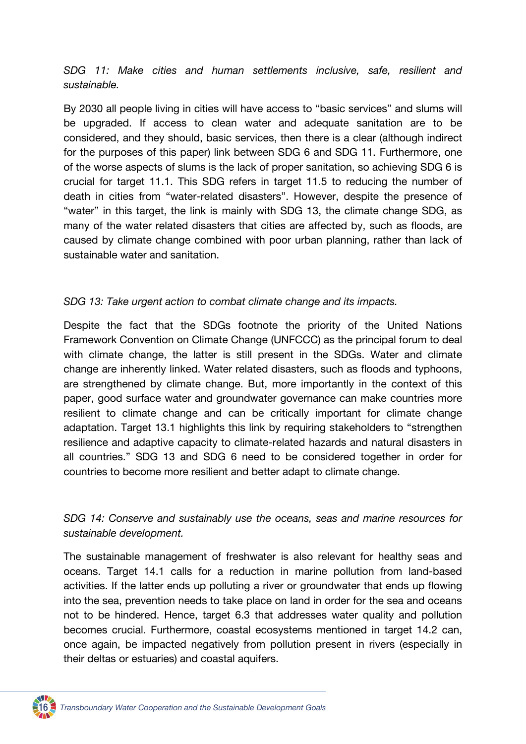*SDG 11: Make cities and human settlements inclusive, safe, resilient and sustainable.*

By 2030 all people living in cities will have access to “basic services” and slums will be upgraded. If access to clean water and adequate sanitation are to be considered, and they should, basic services, then there is a clear (although indirect for the purposes of this paper) link between SDG 6 and SDG 11. Furthermore, one of the worse aspects of slums is the lack of proper sanitation, so achieving SDG 6 is crucial for target 11.1. This SDG refers in target 11.5 to reducing the number of death in cities from “water-related disasters”. However, despite the presence of “water” in this target, the link is mainly with SDG 13, the climate change SDG, as many of the water related disasters that cities are affected by, such as floods, are caused by climate change combined with poor urban planning, rather than lack of sustainable water and sanitation.

*SDG 13: Take urgent action to combat climate change and its impacts.*

Despite the fact that the SDGs footnote the priority of the United Nations Framework Convention on Climate Change (UNFCCC) as the principal forum to deal with climate change, the latter is still present in the SDGs. Water and climate change are inherently linked. Water related disasters, such as floods and typhoons, are strengthened by climate change. But, more importantly in the context of this paper, good surface water and groundwater governance can make countries more resilient to climate change and can be critically important for climate change adaptation. Target 13.1 highlights this link by requiring stakeholders to “strengthen resilience and adaptive capacity to climate-related hazards and natural disasters in all countries.” SDG 13 and SDG 6 need to be considered together in order for countries to become more resilient and better adapt to climate change.

*SDG 14: Conserve and sustainably use the oceans, seas and marine resources for sustainable development.*

The sustainable management of freshwater is also relevant for healthy seas and oceans. Target 14.1 calls for a reduction in marine pollution from land-based activities. If the latter ends up polluting a river or groundwater that ends up flowing into the sea, prevention needs to take place on land in order for the sea and oceans not to be hindered. Hence, target 6.3 that addresses water quality and pollution becomes crucial. Furthermore, coastal ecosystems mentioned in target 14.2 can, once again, be impacted negatively from pollution present in rivers (especially in their deltas or estuaries) and coastal aquifers.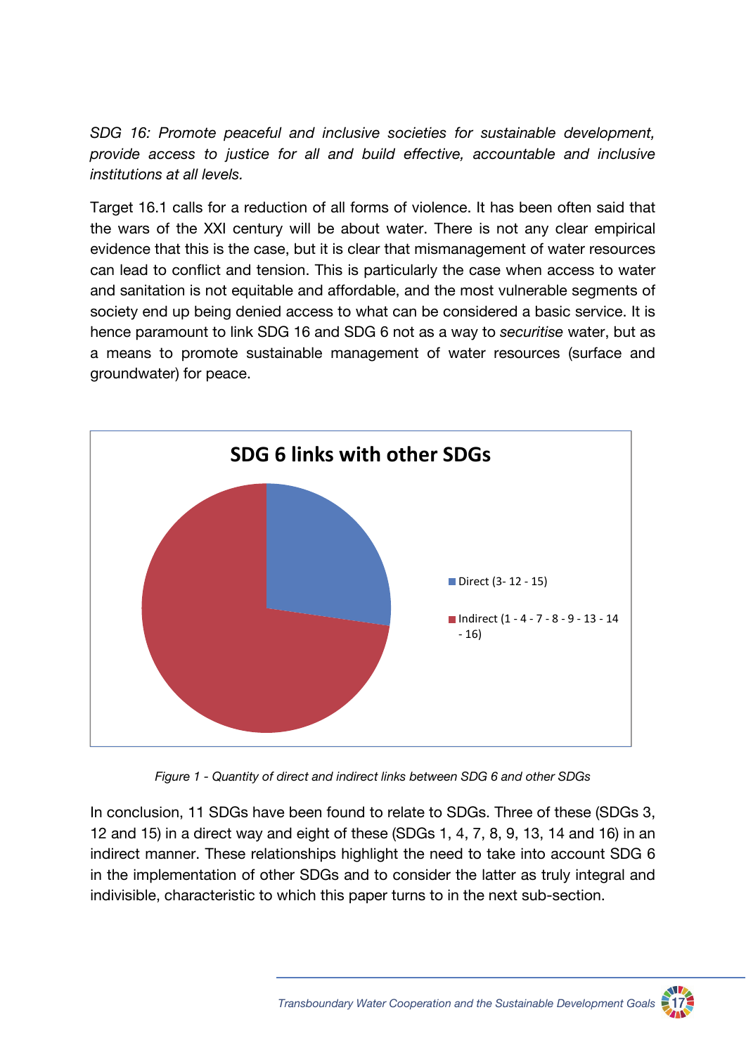*SDG 16: Promote peaceful and inclusive societies for sustainable development, provide access to justice for all and build effective, accountable and inclusive institutions at all levels.*

Target 16.1 calls for a reduction of all forms of violence. It has been often said that the wars of the XXI century will be about water. There is not any clear empirical evidence that this is the case, but it is clear that mismanagement of water resources can lead to conflict and tension. This is particularly the case when access to water and sanitation is not equitable and affordable, and the most vulnerable segments of society end up being denied access to what can be considered a basic service. It is hence paramount to link SDG 16 and SDG 6 not as a way to *securitise* water, but as a means to promote sustainable management of water resources (surface and groundwater) for peace.

*Figure 1 - Quantity of direct and indirect links between SDG 6 and other SDGs*

In conclusion, 11 SDGs have been found to relate to SDGs. Three of these (SDGs 3, 12 and 15) in a direct way and eight of these (SDGs 1, 4, 7, 8, 9, 13, 14 and 16) in an indirect manner. These relationships highlight the need to take into account SDG 6 in the implementation of other SDGs and to consider the latter as truly integral and indivisible, characteristic to which this paper turns to in the next sub-section.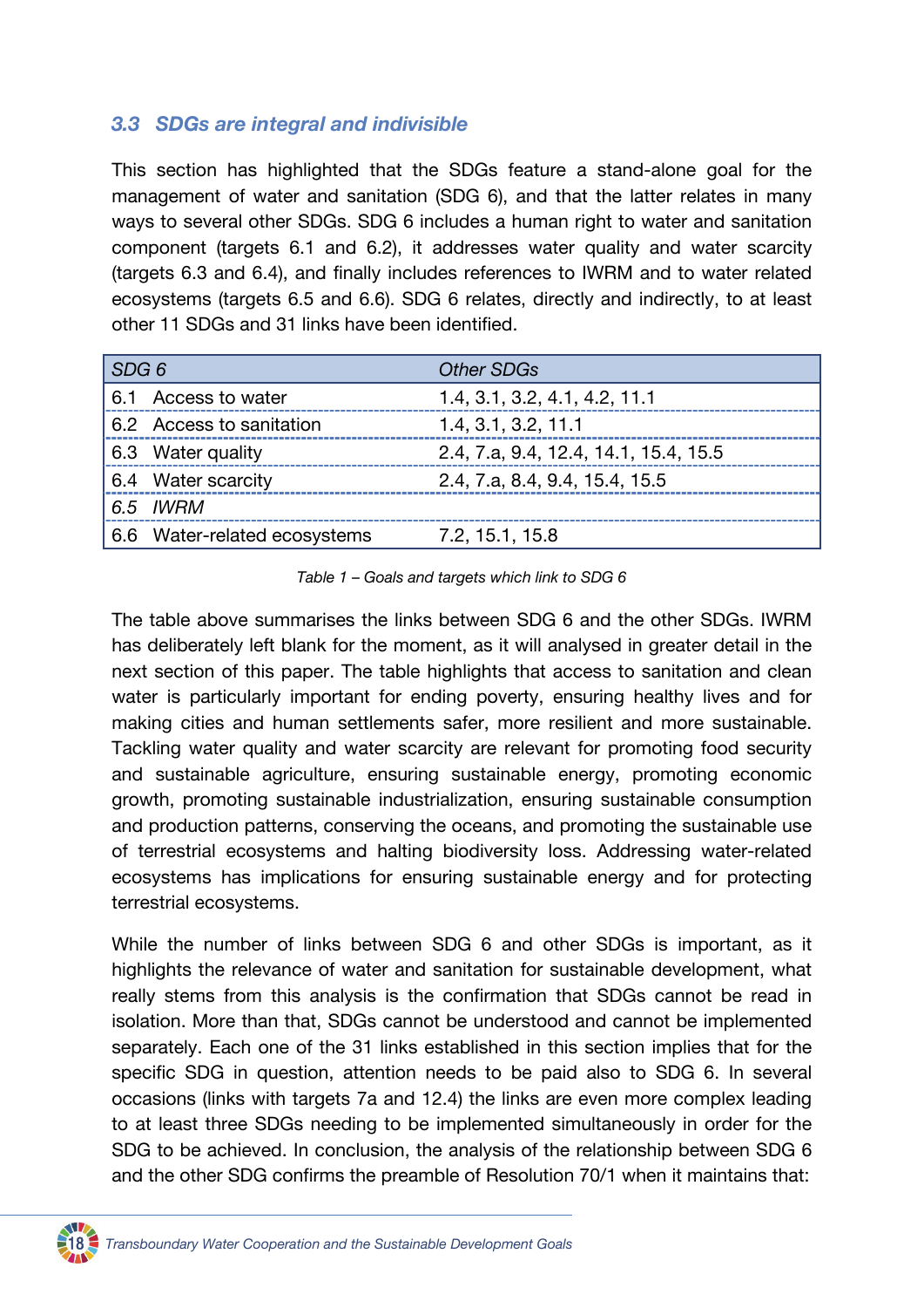### *3.3 SDGs are integral and indivisible*

This section has highlighted that the SDGs feature a stand-alone goal for the management of water and sanitation (SDG 6), and that the latter relates in many ways to several other SDGs. SDG 6 includes a human right to water and sanitation component (targets 6.1 and 6.2), it addresses water quality and water scarcity (targets 6.3 and 6.4), and finally includes references to IWRM and to water related ecosystems (targets 6.5 and 6.6). SDG 6 relates, directly and indirectly, to at least other 11 SDGs and 31 links have been identified.

| *SDG 6* | *Other SDGs* |
|---|---|
| 6.1 Access to water | 1.4, 3.1, 3.2, 4.1, 4.2, 11.1 |
| 6.2 Access to sanitation | 1.4, 3.1, 3.2, 11.1 |
| 6.3 Water quality | 2.4, 7.a, 9.4, 12.4, 14.1, 15.4, 15.5 |
| 6.4 Water scarcity | 2.4, 7.a, 8.4, 9.4, 15.4, 15.5 |
| *6.5 IWRM* | |
| 6.6 Water-related ecosystems | 7.2, 15.1, 15.8 |

*Table 1 – Goals and targets which link to SDG 6*

The table above summarises the links between SDG 6 and the other SDGs. IWRM has deliberately left blank for the moment, as it will analysed in greater detail in the next section of this paper. The table highlights that access to sanitation and clean water is particularly important for ending poverty, ensuring healthy lives and for making cities and human settlements safer, more resilient and more sustainable. Tackling water quality and water scarcity are relevant for promoting food security and sustainable agriculture, ensuring sustainable energy, promoting economic growth, promoting sustainable industrialization, ensuring sustainable consumption and production patterns, conserving the oceans, and promoting the sustainable use of terrestrial ecosystems and halting biodiversity loss. Addressing water-related ecosystems has implications for ensuring sustainable energy and for protecting terrestrial ecosystems.

While the number of links between SDG 6 and other SDGs is important, as it highlights the relevance of water and sanitation for sustainable development, what really stems from this analysis is the confirmation that SDGs cannot be read in isolation. More than that, SDGs cannot be understood and cannot be implemented separately. Each one of the 31 links established in this section implies that for the specific SDG in question, attention needs to be paid also to SDG 6. In several occasions (links with targets 7a and 12.4) the links are even more complex leading to at least three SDGs needing to be implemented simultaneously in order for the SDG to be achieved. In conclusion, the analysis of the relationship between SDG 6 and the other SDG confirms the preamble of Resolution 70/1 when it maintains that: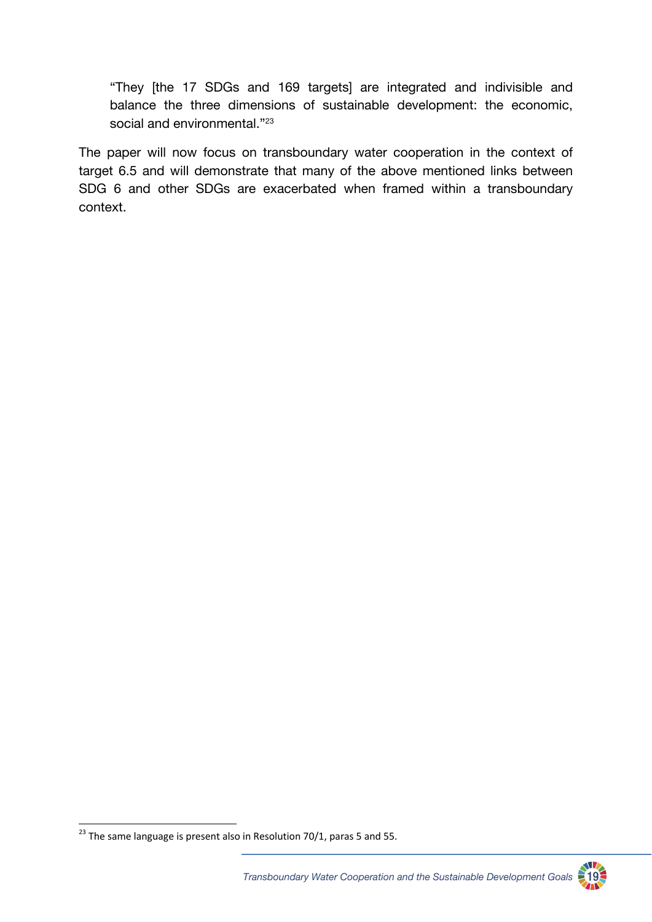> "They [the 17 SDGs and 169 targets] are integrated and indivisible and balance the three dimensions of sustainable development: the economic, social and environmental."[23]

The paper will now focus on transboundary water cooperation in the context of target 6.5 and will demonstrate that many of the above mentioned links between SDG 6 and other SDGs are exacerbated when framed within a transboundary context.

---

[23] The same language is present also in Resolution 70/1, paras 5 and 55.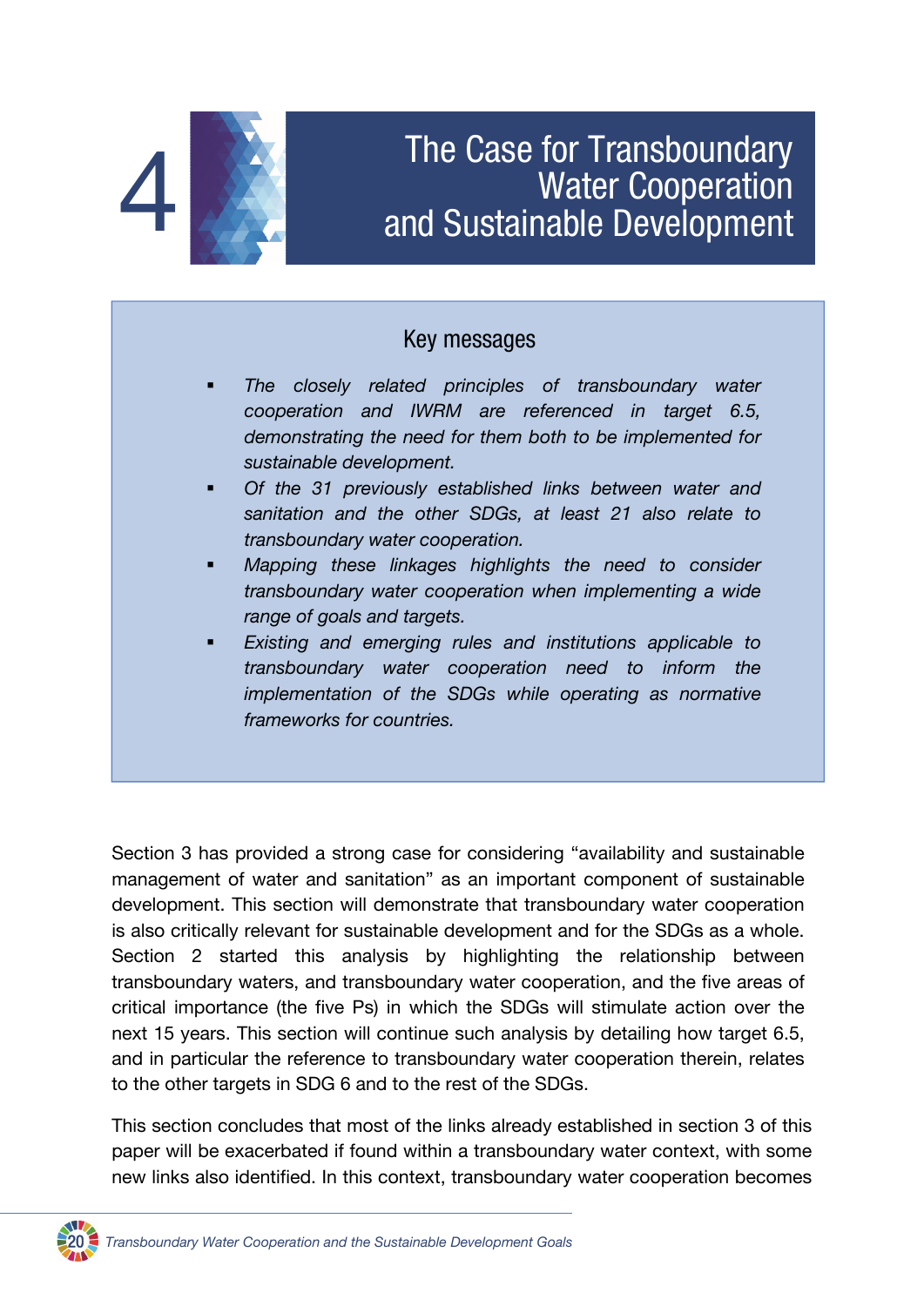# 4 The Case for Transboundary Water Cooperation and Sustainable Development

## Key messages

- *The closely related principles of transboundary water cooperation and IWRM are referenced in target 6.5, demonstrating the need for them both to be implemented for sustainable development.*
- *Of the 31 previously established links between water and sanitation and the other SDGs, at least 21 also relate to transboundary water cooperation.*
- *Mapping these linkages highlights the need to consider transboundary water cooperation when implementing a wide range of goals and targets.*
- *Existing and emerging rules and institutions applicable to transboundary water cooperation need to inform the implementation of the SDGs while operating as normative frameworks for countries.*

Section 3 has provided a strong case for considering "availability and sustainable management of water and sanitation" as an important component of sustainable development. This section will demonstrate that transboundary water cooperation is also critically relevant for sustainable development and for the SDGs as a whole. Section 2 started this analysis by highlighting the relationship between transboundary waters, and transboundary water cooperation, and the five areas of critical importance (the five Ps) in which the SDGs will stimulate action over the next 15 years. This section will continue such analysis by detailing how target 6.5, and in particular the reference to transboundary water cooperation therein, relates to the other targets in SDG 6 and to the rest of the SDGs.

This section concludes that most of the links already established in section 3 of this paper will be exacerbated if found within a transboundary water context, with some new links also identified. In this context, transboundary water cooperation becomes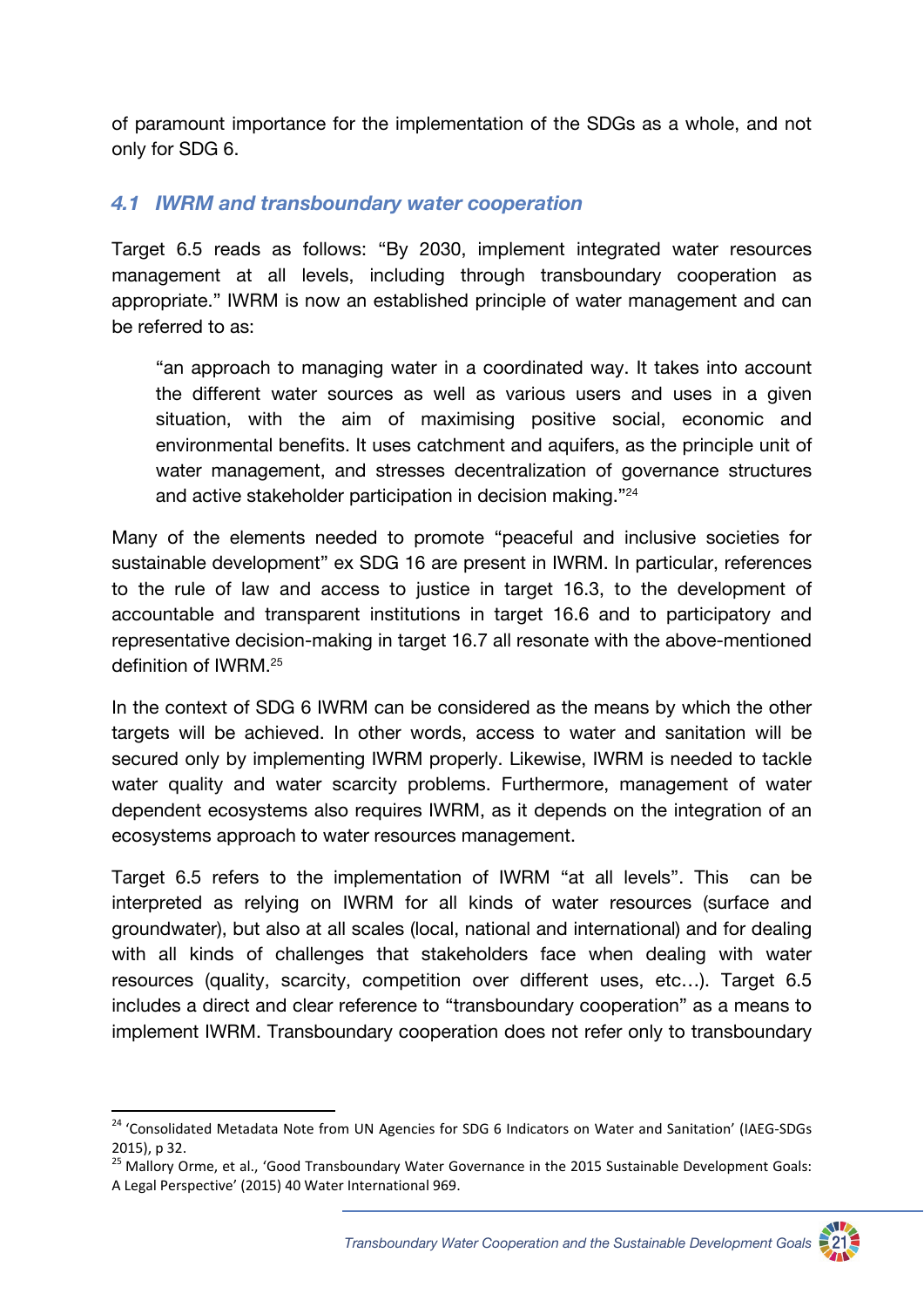of paramount importance for the implementation of the SDGs as a whole, and not only for SDG 6.

### *4.1 IWRM and transboundary water cooperation*

Target 6.5 reads as follows: "By 2030, implement integrated water resources management at all levels, including through transboundary cooperation as appropriate." IWRM is now an established principle of water management and can be referred to as:

> "an approach to managing water in a coordinated way. It takes into account the different water sources as well as various users and uses in a given situation, with the aim of maximising positive social, economic and environmental benefits. It uses catchment and aquifers, as the principle unit of water management, and stresses decentralization of governance structures and active stakeholder participation in decision making."[24]

Many of the elements needed to promote "peaceful and inclusive societies for sustainable development" ex SDG 16 are present in IWRM. In particular, references to the rule of law and access to justice in target 16.3, to the development of accountable and transparent institutions in target 16.6 and to participatory and representative decision-making in target 16.7 all resonate with the above-mentioned definition of IWRM.[25]

In the context of SDG 6 IWRM can be considered as the means by which the other targets will be achieved. In other words, access to water and sanitation will be secured only by implementing IWRM properly. Likewise, IWRM is needed to tackle water quality and water scarcity problems. Furthermore, management of water dependent ecosystems also requires IWRM, as it depends on the integration of an ecosystems approach to water resources management.

Target 6.5 refers to the implementation of IWRM "at all levels". This can be interpreted as relying on IWRM for all kinds of water resources (surface and groundwater), but also at all scales (local, national and international) and for dealing with all kinds of challenges that stakeholders face when dealing with water resources (quality, scarcity, competition over different uses, etc…). Target 6.5 includes a direct and clear reference to "transboundary cooperation" as a means to implement IWRM. Transboundary cooperation does not refer only to transboundary

---

[24] 'Consolidated Metadata Note from UN Agencies for SDG 6 Indicators on Water and Sanitation' (IAEG-SDGs 2015), p 32.

[25] Mallory Orme, et al., 'Good Transboundary Water Governance in the 2015 Sustainable Development Goals: A Legal Perspective' (2015) 40 Water International 969.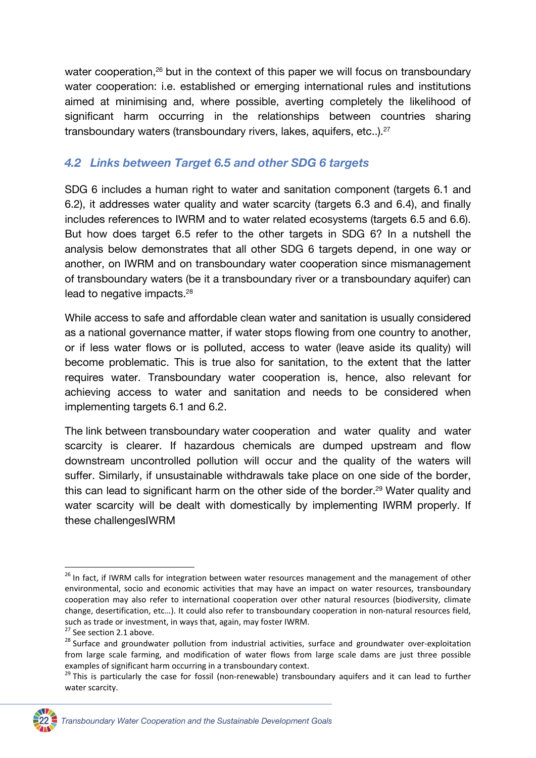water cooperation,[26] but in the context of this paper we will focus on transboundary water cooperation: i.e. established or emerging international rules and institutions aimed at minimising and, where possible, averting completely the likelihood of significant harm occurring in the relationships between countries sharing transboundary waters (transboundary rivers, lakes, aquifers, etc..).[27]

### *4.2 Links between Target 6.5 and other SDG 6 targets*

SDG 6 includes a human right to water and sanitation component (targets 6.1 and 6.2), it addresses water quality and water scarcity (targets 6.3 and 6.4), and finally includes references to IWRM and to water related ecosystems (targets 6.5 and 6.6). But how does target 6.5 refer to the other targets in SDG 6? In a nutshell the analysis below demonstrates that all other SDG 6 targets depend, in one way or another, on IWRM and on transboundary water cooperation since mismanagement of transboundary waters (be it a transboundary river or a transboundary aquifer) can lead to negative impacts.[28]

While access to safe and affordable clean water and sanitation is usually considered as a national governance matter, if water stops flowing from one country to another, or if less water flows or is polluted, access to water (leave aside its quality) will become problematic. This is true also for sanitation, to the extent that the latter requires water. Transboundary water cooperation is, hence, also relevant for achieving access to water and sanitation and needs to be considered when implementing targets 6.1 and 6.2.

The link between transboundary water cooperation and water quality and water scarcity is clearer. If hazardous chemicals are dumped upstream and flow downstream uncontrolled pollution will occur and the quality of the waters will suffer. Similarly, if unsustainable withdrawals take place on one side of the border, this can lead to significant harm on the other side of the border.[29] Water quality and water scarcity will be dealt with domestically by implementing IWRM properly. If these challengesIWRM

---

[26] In fact, if IWRM calls for integration between water resources management and the management of other environmental, socio and economic activities that may have an impact on water resources, transboundary cooperation may also refer to international cooperation over other natural resources (biodiversity, climate change, desertification, etc…). It could also refer to transboundary cooperation in non-natural resources field, such as trade or investment, in ways that, again, may foster IWRM.

[27] See section 2.1 above.

[28] Surface and groundwater pollution from industrial activities, surface and groundwater over-exploitation from large scale farming, and modification of water flows from large scale dams are just three possible examples of significant harm occurring in a transboundary context.

[29] This is particularly the case for fossil (non-renewable) transboundary aquifers and it can lead to further water scarcity.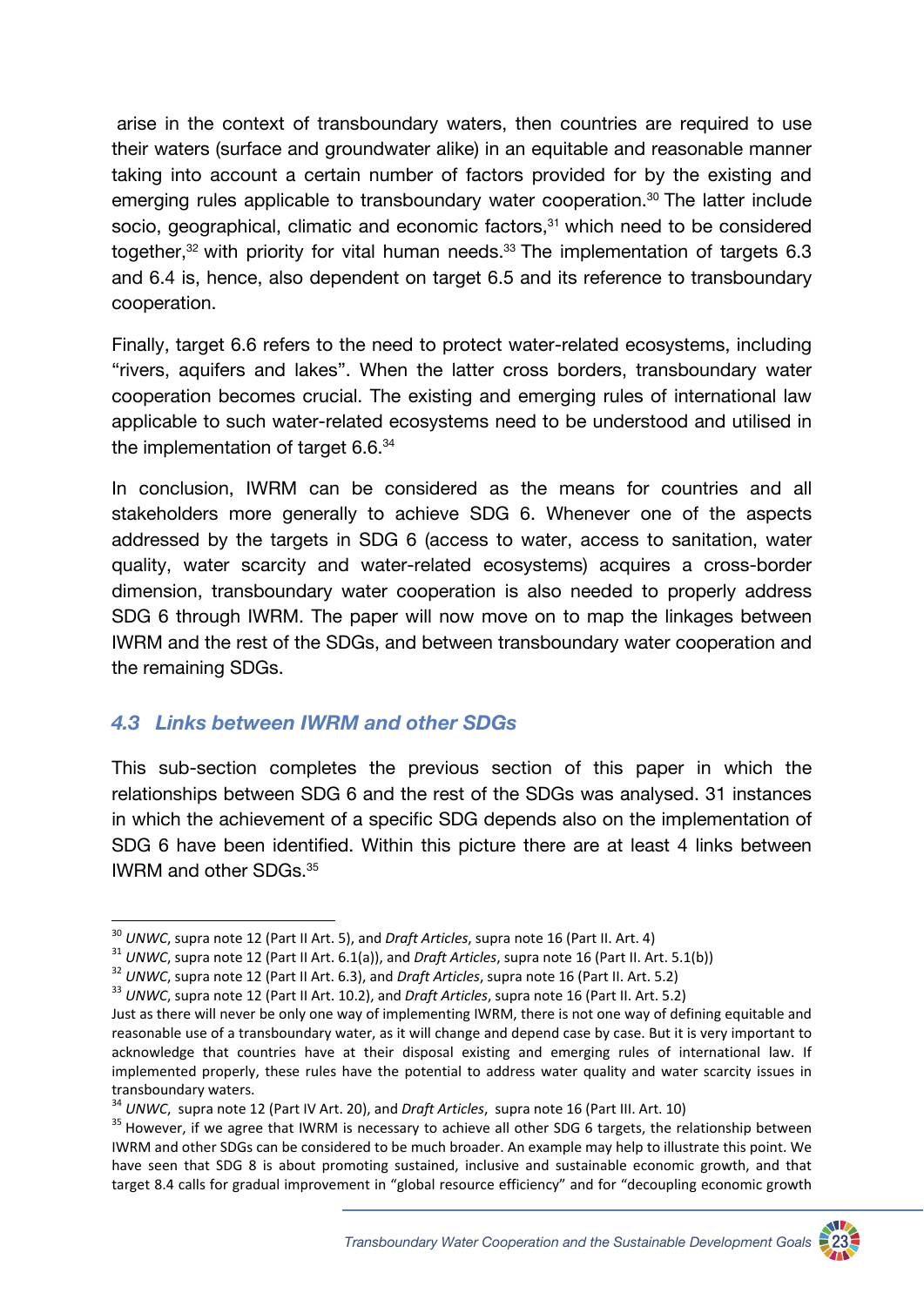arise in the context of transboundary waters, then countries are required to use their waters (surface and groundwater alike) in an equitable and reasonable manner taking into account a certain number of factors provided for by the existing and emerging rules applicable to transboundary water cooperation.[30] The latter include socio, geographical, climatic and economic factors,[31] which need to be considered together,[32] with priority for vital human needs.[33] The implementation of targets 6.3 and 6.4 is, hence, also dependent on target 6.5 and its reference to transboundary cooperation.

Finally, target 6.6 refers to the need to protect water-related ecosystems, including "rivers, aquifers and lakes". When the latter cross borders, transboundary water cooperation becomes crucial. The existing and emerging rules of international law applicable to such water-related ecosystems need to be understood and utilised in the implementation of target 6.6.[34]

In conclusion, IWRM can be considered as the means for countries and all stakeholders more generally to achieve SDG 6. Whenever one of the aspects addressed by the targets in SDG 6 (access to water, access to sanitation, water quality, water scarcity and water-related ecosystems) acquires a cross-border dimension, transboundary water cooperation is also needed to properly address SDG 6 through IWRM. The paper will now move on to map the linkages between IWRM and the rest of the SDGs, and between transboundary water cooperation and the remaining SDGs.

### *4.3 Links between IWRM and other SDGs*

This sub-section completes the previous section of this paper in which the relationships between SDG 6 and the rest of the SDGs was analysed. 31 instances in which the achievement of a specific SDG depends also on the implementation of SDG 6 have been identified. Within this picture there are at least 4 links between IWRM and other SDGs.[35]

---

[30] *UNWC*, supra note 12 (Part II Art. 5), and *Draft Articles*, supra note 16 (Part II. Art. 4)

[31] *UNWC*, supra note 12 (Part II Art. 6.1(a)), and *Draft Articles*, supra note 16 (Part II. Art. 5.1(b))

[32] *UNWC*, supra note 12 (Part II Art. 6.3), and *Draft Articles*, supra note 16 (Part II. Art. 5.2)

[33] *UNWC*, supra note 12 (Part II Art. 10.2), and *Draft Articles*, supra note 16 (Part II. Art. 5.2)

Just as there will never be only one way of implementing IWRM, there is not one way of defining equitable and reasonable use of a transboundary water, as it will change and depend case by case. But it is very important to acknowledge that countries have at their disposal existing and emerging rules of international law. If implemented properly, these rules have the potential to address water quality and water scarcity issues in transboundary waters.

[34] *UNWC*, supra note 12 (Part IV Art. 20), and *Draft Articles*, supra note 16 (Part III. Art. 10)

[35] However, if we agree that IWRM is necessary to achieve all other SDG 6 targets, the relationship between IWRM and other SDGs can be considered to be much broader. An example may help to illustrate this point. We have seen that SDG 8 is about promoting sustained, inclusive and sustainable economic growth, and that target 8.4 calls for gradual improvement in "global resource efficiency" and for "decoupling economic growth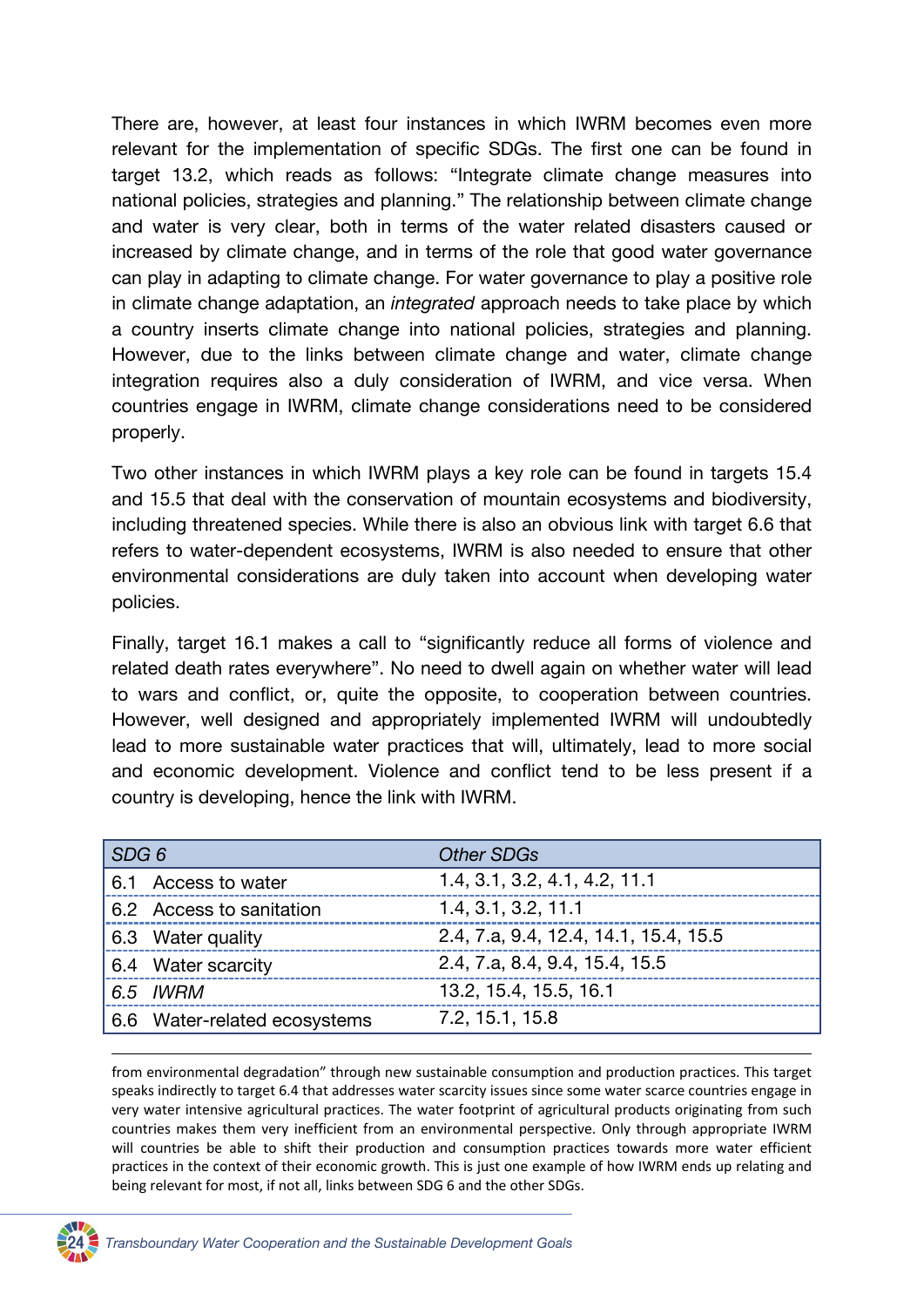There are, however, at least four instances in which IWRM becomes even more relevant for the implementation of specific SDGs. The first one can be found in target 13.2, which reads as follows: "Integrate climate change measures into national policies, strategies and planning." The relationship between climate change and water is very clear, both in terms of the water related disasters caused or increased by climate change, and in terms of the role that good water governance can play in adapting to climate change. For water governance to play a positive role in climate change adaptation, an *integrated* approach needs to take place by which a country inserts climate change into national policies, strategies and planning. However, due to the links between climate change and water, climate change integration requires also a duly consideration of IWRM, and vice versa. When countries engage in IWRM, climate change considerations need to be considered properly.

Two other instances in which IWRM plays a key role can be found in targets 15.4 and 15.5 that deal with the conservation of mountain ecosystems and biodiversity, including threatened species. While there is also an obvious link with target 6.6 that refers to water-dependent ecosystems, IWRM is also needed to ensure that other environmental considerations are duly taken into account when developing water policies.

Finally, target 16.1 makes a call to "significantly reduce all forms of violence and related death rates everywhere". No need to dwell again on whether water will lead to wars and conflict, or, quite the opposite, to cooperation between countries. However, well designed and appropriately implemented IWRM will undoubtedly lead to more sustainable water practices that will, ultimately, lead to more social and economic development. Violence and conflict tend to be less present if a country is developing, hence the link with IWRM.

| *SDG 6* | *Other SDGs* |
|---|---|
| 6.1 Access to water | 1.4, 3.1, 3.2, 4.1, 4.2, 11.1 |
| 6.2 Access to sanitation | 1.4, 3.1, 3.2, 11.1 |
| 6.3 Water quality | 2.4, 7.a, 9.4, 12.4, 14.1, 15.4, 15.5 |
| 6.4 Water scarcity | 2.4, 7.a, 8.4, 9.4, 15.4, 15.5 |
| *6.5 IWRM* | 13.2, 15.4, 15.5, 16.1 |
| 6.6 Water-related ecosystems | 7.2, 15.1, 15.8 |

from environmental degradation" through new sustainable consumption and production practices. This target speaks indirectly to target 6.4 that addresses water scarcity issues since some water scarce countries engage in very water intensive agricultural practices. The water footprint of agricultural products originating from such countries makes them very inefficient from an environmental perspective. Only through appropriate IWRM will countries be able to shift their production and consumption practices towards more water efficient practices in the context of their economic growth. This is just one example of how IWRM ends up relating and being relevant for most, if not all, links between SDG 6 and the other SDGs.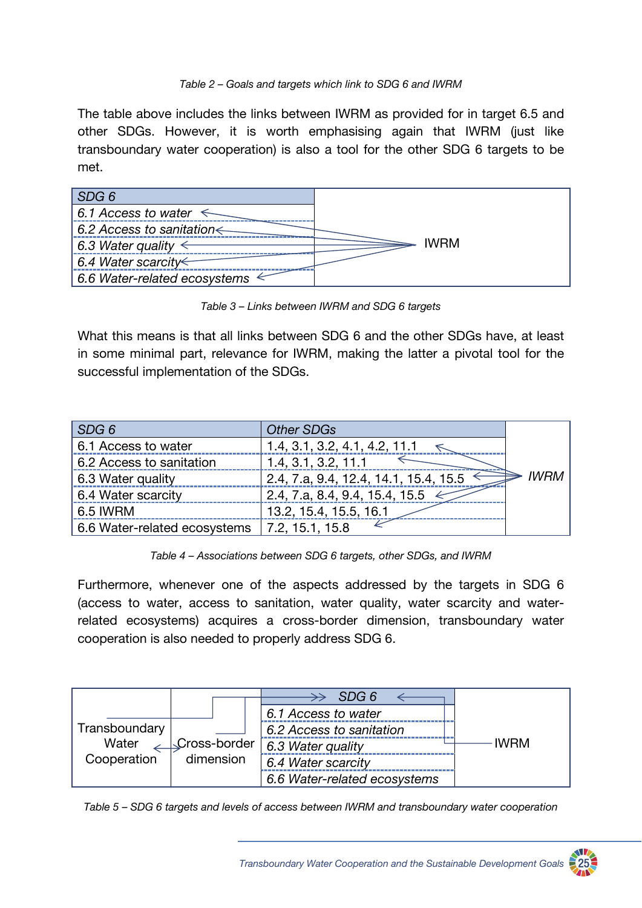*Table 2 – Goals and targets which link to SDG 6 and IWRM*

The table above includes the links between IWRM as provided for in target 6.5 and other SDGs. However, it is worth emphasising again that IWRM (just like transboundary water cooperation) is also a tool for the other SDG 6 targets to be met.

| *SDG 6* | |
|---|---|
| *6.1 Access to water* | IWRM |
| *6.2 Access to sanitation* | |
| *6.3 Water quality* | |
| *6.4 Water scarcity* | |
| *6.6 Water-related ecosystems* | |

*Table 3 – Links between IWRM and SDG 6 targets*

What this means is that all links between SDG 6 and the other SDGs have, at least in some minimal part, relevance for IWRM, making the latter a pivotal tool for the successful implementation of the SDGs.

| *SDG 6* | *Other SDGs* | |
|---|---|---|
| 6.1 Access to water | 1.4, 3.1, 3.2, 4.1, 4.2, 11.1 | *IWRM* |
| 6.2 Access to sanitation | 1.4, 3.1, 3.2, 11.1 | |
| 6.3 Water quality | 2.4, 7.a, 9.4, 12.4, 14.1, 15.4, 15.5 | |
| 6.4 Water scarcity | 2.4, 7.a, 8.4, 9.4, 15.4, 15.5 | |
| 6.5 IWRM | 13.2, 15.4, 15.5, 16.1 | |
| 6.6 Water-related ecosystems | 7.2, 15.1, 15.8 | |

*Table 4 – Associations between SDG 6 targets, other SDGs, and IWRM*

Furthermore, whenever one of the aspects addressed by the targets in SDG 6 (access to water, access to sanitation, water quality, water scarcity and water-related ecosystems) acquires a cross-border dimension, transboundary water cooperation is also needed to properly address SDG 6.

| Transboundary Water Cooperation | Cross-border dimension | *SDG 6* | IWRM |
|---|---|---|---|
| | | *6.1 Access to water* | |
| | | *6.2 Access to sanitation* | |
| | | *6.3 Water quality* | |
| | | *6.4 Water scarcity* | |
| | | *6.6 Water-related ecosystems* | |

*Table 5 – SDG 6 targets and levels of access between IWRM and transboundary water cooperation*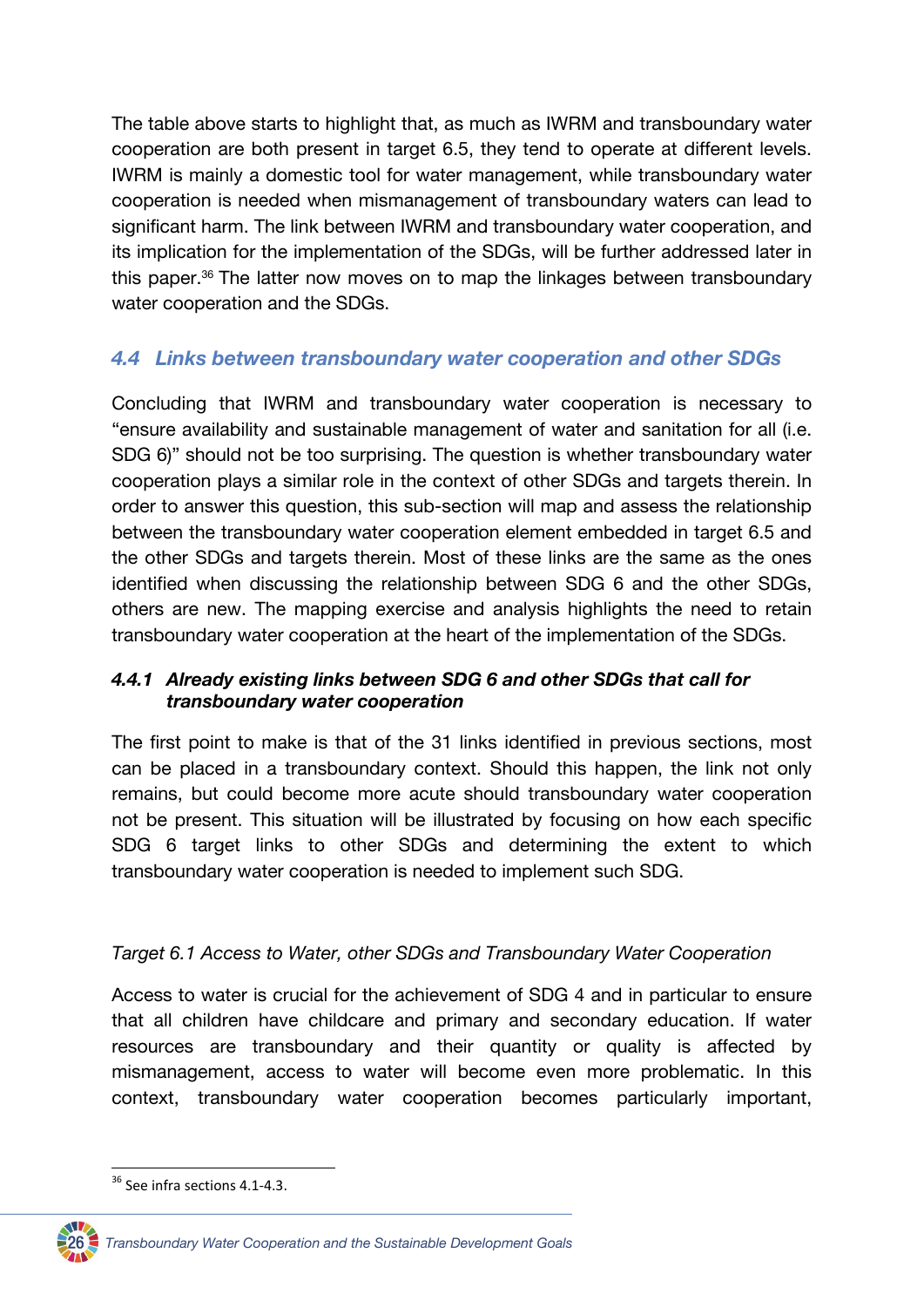The table above starts to highlight that, as much as IWRM and transboundary water cooperation are both present in target 6.5, they tend to operate at different levels. IWRM is mainly a domestic tool for water management, while transboundary water cooperation is needed when mismanagement of transboundary waters can lead to significant harm. The link between IWRM and transboundary water cooperation, and its implication for the implementation of the SDGs, will be further addressed later in this paper.[36] The latter now moves on to map the linkages between transboundary water cooperation and the SDGs.

## 4.4 Links between transboundary water cooperation and other SDGs

Concluding that IWRM and transboundary water cooperation is necessary to "ensure availability and sustainable management of water and sanitation for all (i.e. SDG 6)" should not be too surprising. The question is whether transboundary water cooperation plays a similar role in the context of other SDGs and targets therein. In order to answer this question, this sub-section will map and assess the relationship between the transboundary water cooperation element embedded in target 6.5 and the other SDGs and targets therein. Most of these links are the same as the ones identified when discussing the relationship between SDG 6 and the other SDGs, others are new. The mapping exercise and analysis highlights the need to retain transboundary water cooperation at the heart of the implementation of the SDGs.

### 4.4.1 Already existing links between SDG 6 and other SDGs that call for transboundary water cooperation

The first point to make is that of the 31 links identified in previous sections, most can be placed in a transboundary context. Should this happen, the link not only remains, but could become more acute should transboundary water cooperation not be present. This situation will be illustrated by focusing on how each specific SDG 6 target links to other SDGs and determining the extent to which transboundary water cooperation is needed to implement such SDG.

*Target 6.1 Access to Water, other SDGs and Transboundary Water Cooperation*

Access to water is crucial for the achievement of SDG 4 and in particular to ensure that all children have childcare and primary and secondary education. If water resources are transboundary and their quantity or quality is affected by mismanagement, access to water will become even more problematic. In this context, transboundary water cooperation becomes particularly important,

[36] See infra sections 4.1-4.3.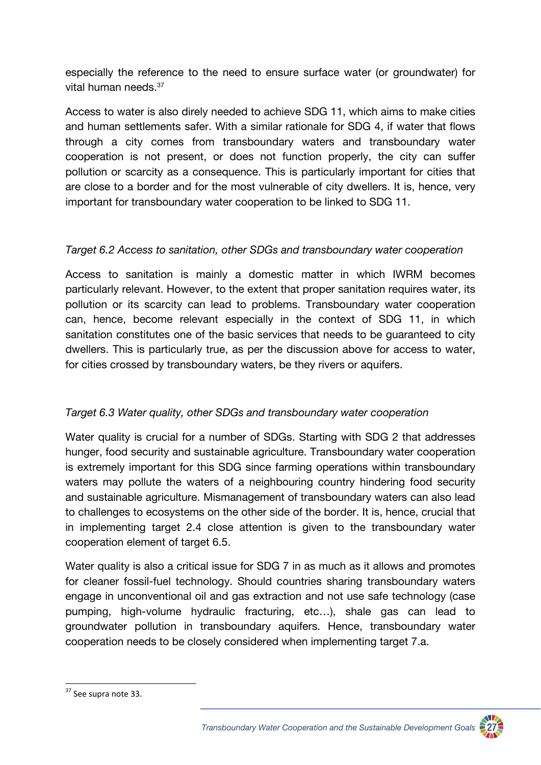especially the reference to the need to ensure surface water (or groundwater) for vital human needs.[37]

Access to water is also direly needed to achieve SDG 11, which aims to make cities and human settlements safer. With a similar rationale for SDG 4, if water that flows through a city comes from transboundary waters and transboundary water cooperation is not present, or does not function properly, the city can suffer pollution or scarcity as a consequence. This is particularly important for cities that are close to a border and for the most vulnerable of city dwellers. It is, hence, very important for transboundary water cooperation to be linked to SDG 11.

*Target 6.2 Access to sanitation, other SDGs and transboundary water cooperation*

Access to sanitation is mainly a domestic matter in which IWRM becomes particularly relevant. However, to the extent that proper sanitation requires water, its pollution or its scarcity can lead to problems. Transboundary water cooperation can, hence, become relevant especially in the context of SDG 11, in which sanitation constitutes one of the basic services that needs to be guaranteed to city dwellers. This is particularly true, as per the discussion above for access to water, for cities crossed by transboundary waters, be they rivers or aquifers.

*Target 6.3 Water quality, other SDGs and transboundary water cooperation*

Water quality is crucial for a number of SDGs. Starting with SDG 2 that addresses hunger, food security and sustainable agriculture. Transboundary water cooperation is extremely important for this SDG since farming operations within transboundary waters may pollute the waters of a neighbouring country hindering food security and sustainable agriculture. Mismanagement of transboundary waters can also lead to challenges to ecosystems on the other side of the border. It is, hence, crucial that in implementing target 2.4 close attention is given to the transboundary water cooperation element of target 6.5.

Water quality is also a critical issue for SDG 7 in as much as it allows and promotes for cleaner fossil-fuel technology. Should countries sharing transboundary waters engage in unconventional oil and gas extraction and not use safe technology (case pumping, high-volume hydraulic fracturing, etc…), shale gas can lead to groundwater pollution in transboundary aquifers. Hence, transboundary water cooperation needs to be closely considered when implementing target 7.a.

[37] See supra note 33.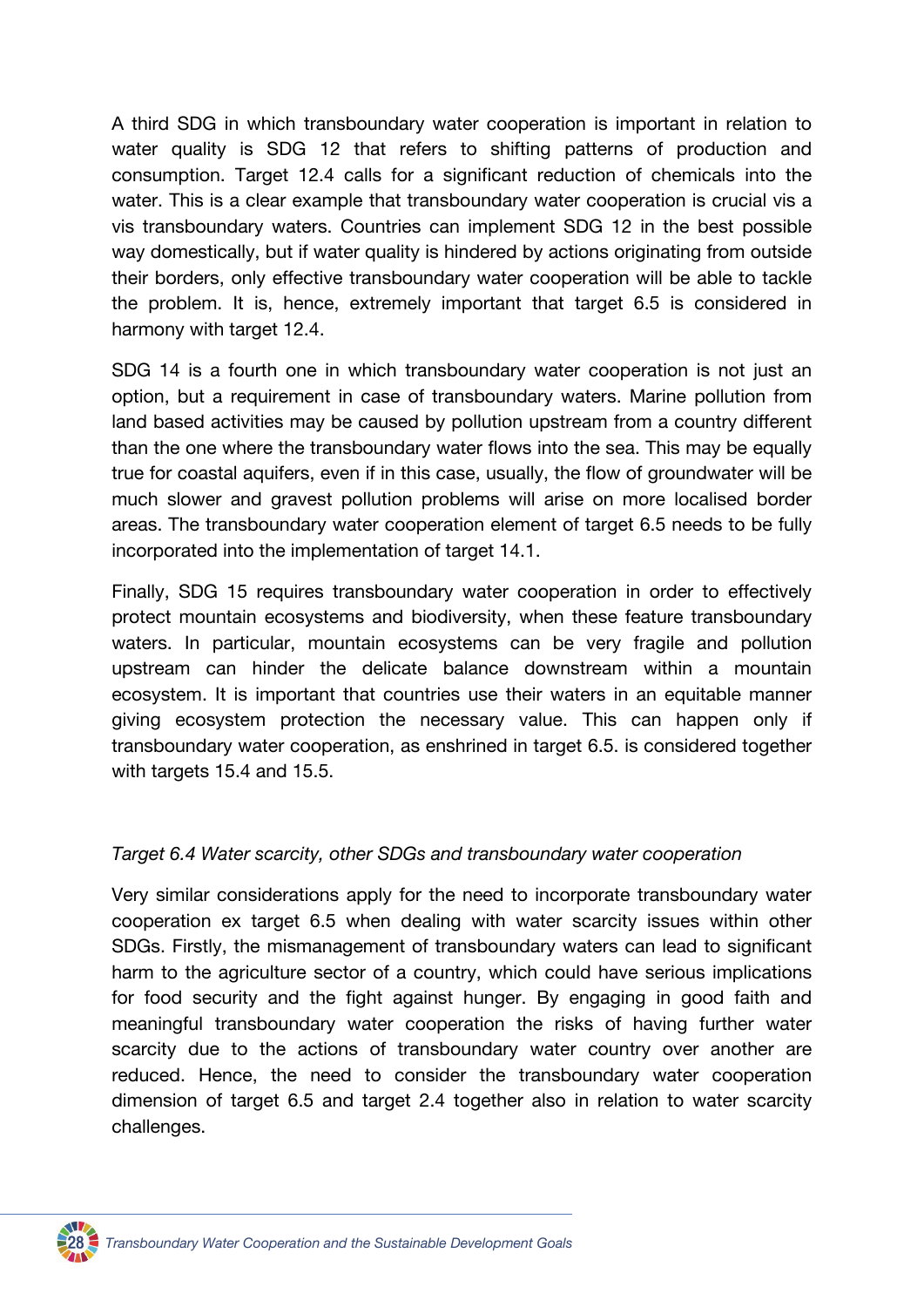A third SDG in which transboundary water cooperation is important in relation to water quality is SDG 12 that refers to shifting patterns of production and consumption. Target 12.4 calls for a significant reduction of chemicals into the water. This is a clear example that transboundary water cooperation is crucial vis a vis transboundary waters. Countries can implement SDG 12 in the best possible way domestically, but if water quality is hindered by actions originating from outside their borders, only effective transboundary water cooperation will be able to tackle the problem. It is, hence, extremely important that target 6.5 is considered in harmony with target 12.4.

SDG 14 is a fourth one in which transboundary water cooperation is not just an option, but a requirement in case of transboundary waters. Marine pollution from land based activities may be caused by pollution upstream from a country different than the one where the transboundary water flows into the sea. This may be equally true for coastal aquifers, even if in this case, usually, the flow of groundwater will be much slower and gravest pollution problems will arise on more localised border areas. The transboundary water cooperation element of target 6.5 needs to be fully incorporated into the implementation of target 14.1.

Finally, SDG 15 requires transboundary water cooperation in order to effectively protect mountain ecosystems and biodiversity, when these feature transboundary waters. In particular, mountain ecosystems can be very fragile and pollution upstream can hinder the delicate balance downstream within a mountain ecosystem. It is important that countries use their waters in an equitable manner giving ecosystem protection the necessary value. This can happen only if transboundary water cooperation, as enshrined in target 6.5. is considered together with targets 15.4 and 15.5.

*Target 6.4 Water scarcity, other SDGs and transboundary water cooperation*

Very similar considerations apply for the need to incorporate transboundary water cooperation ex target 6.5 when dealing with water scarcity issues within other SDGs. Firstly, the mismanagement of transboundary waters can lead to significant harm to the agriculture sector of a country, which could have serious implications for food security and the fight against hunger. By engaging in good faith and meaningful transboundary water cooperation the risks of having further water scarcity due to the actions of transboundary water country over another are reduced. Hence, the need to consider the transboundary water cooperation dimension of target 6.5 and target 2.4 together also in relation to water scarcity challenges.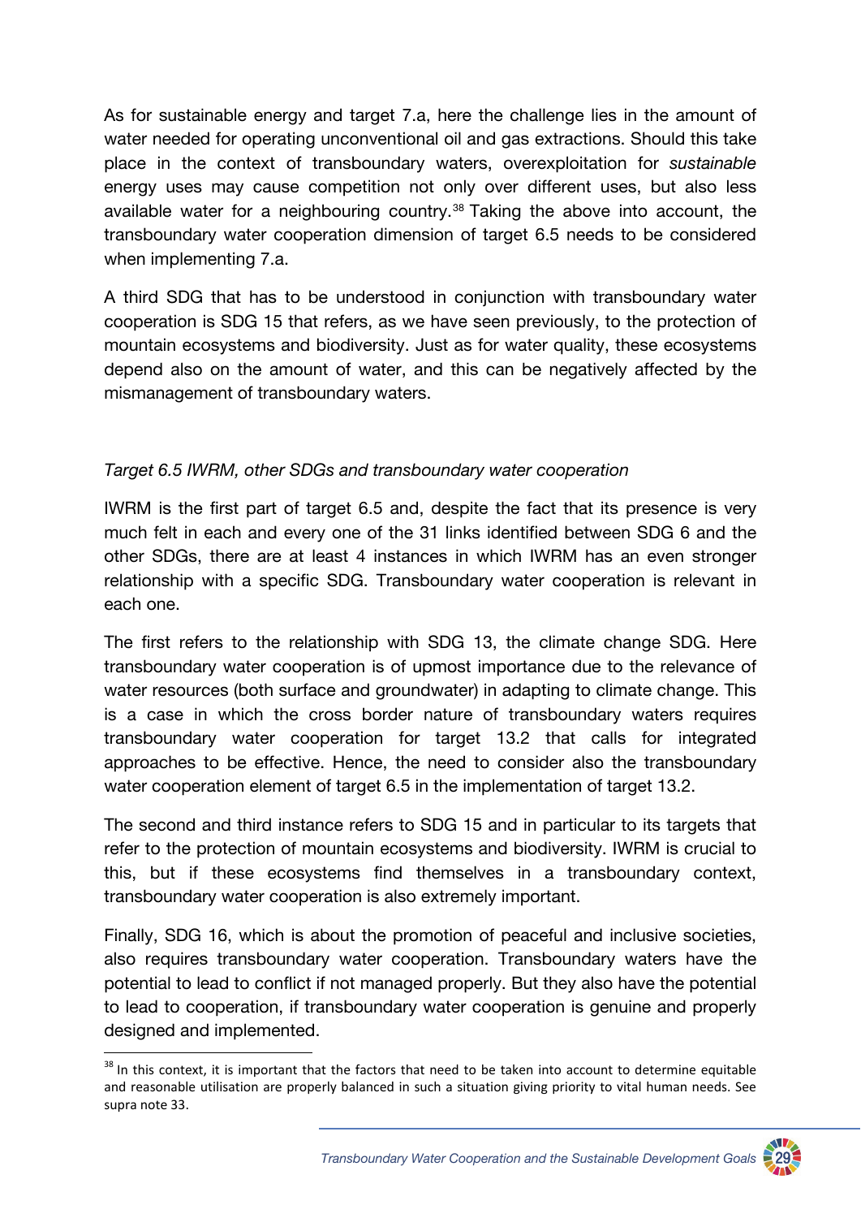As for sustainable energy and target 7.a, here the challenge lies in the amount of water needed for operating unconventional oil and gas extractions. Should this take place in the context of transboundary waters, overexploitation for *sustainable* energy uses may cause competition not only over different uses, but also less available water for a neighbouring country.[38] Taking the above into account, the transboundary water cooperation dimension of target 6.5 needs to be considered when implementing 7.a.

A third SDG that has to be understood in conjunction with transboundary water cooperation is SDG 15 that refers, as we have seen previously, to the protection of mountain ecosystems and biodiversity. Just as for water quality, these ecosystems depend also on the amount of water, and this can be negatively affected by the mismanagement of transboundary waters.

*Target 6.5 IWRM, other SDGs and transboundary water cooperation*

IWRM is the first part of target 6.5 and, despite the fact that its presence is very much felt in each and every one of the 31 links identified between SDG 6 and the other SDGs, there are at least 4 instances in which IWRM has an even stronger relationship with a specific SDG. Transboundary water cooperation is relevant in each one.

The first refers to the relationship with SDG 13, the climate change SDG. Here transboundary water cooperation is of upmost importance due to the relevance of water resources (both surface and groundwater) in adapting to climate change. This is a case in which the cross border nature of transboundary waters requires transboundary water cooperation for target 13.2 that calls for integrated approaches to be effective. Hence, the need to consider also the transboundary water cooperation element of target 6.5 in the implementation of target 13.2.

The second and third instance refers to SDG 15 and in particular to its targets that refer to the protection of mountain ecosystems and biodiversity. IWRM is crucial to this, but if these ecosystems find themselves in a transboundary context, transboundary water cooperation is also extremely important.

Finally, SDG 16, which is about the promotion of peaceful and inclusive societies, also requires transboundary water cooperation. Transboundary waters have the potential to lead to conflict if not managed properly. But they also have the potential to lead to cooperation, if transboundary water cooperation is genuine and properly designed and implemented.

---

[38] In this context, it is important that the factors that need to be taken into account to determine equitable and reasonable utilisation are properly balanced in such a situation giving priority to vital human needs. See supra note 33.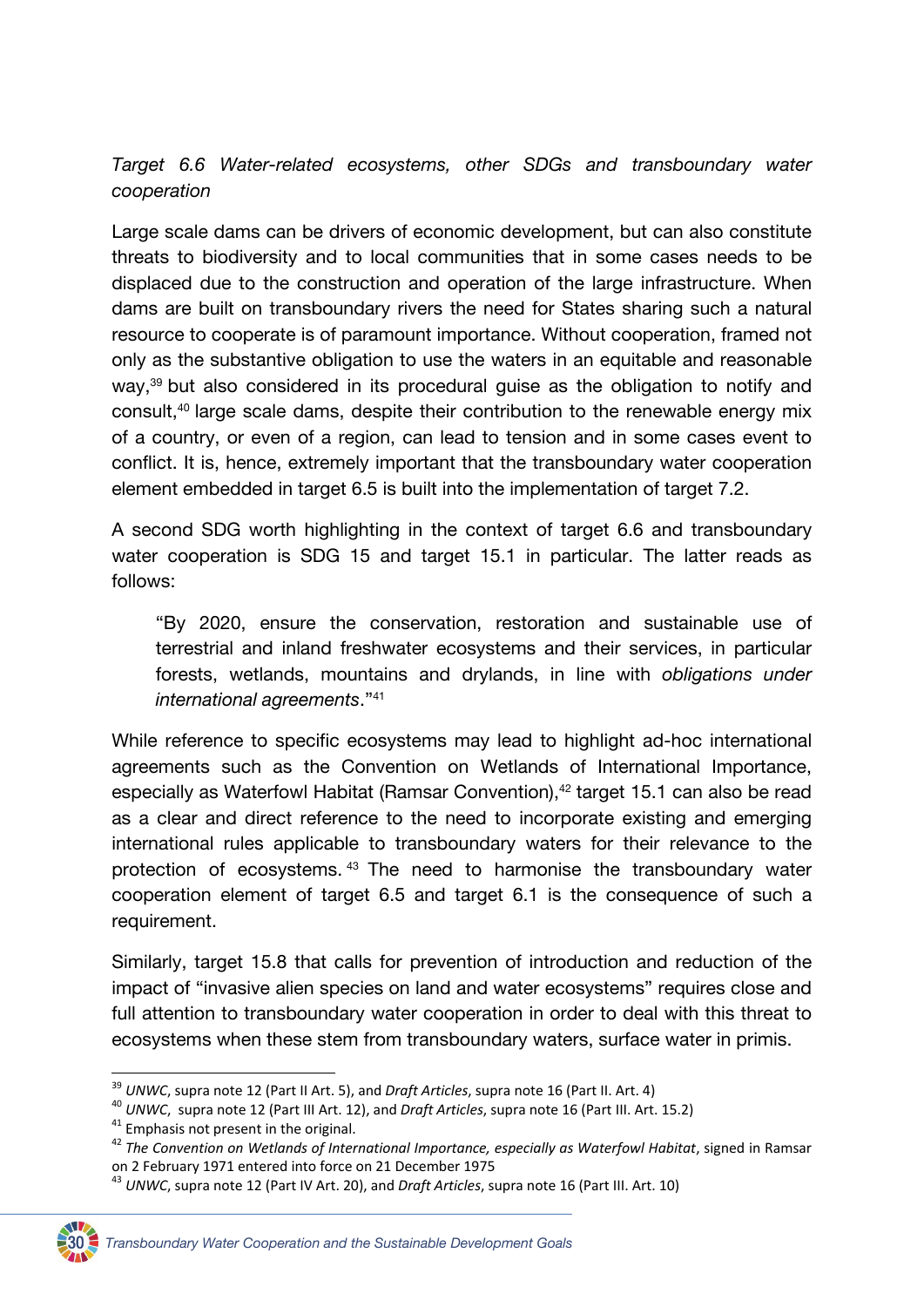*Target 6.6 Water-related ecosystems, other SDGs and transboundary water cooperation*

Large scale dams can be drivers of economic development, but can also constitute threats to biodiversity and to local communities that in some cases needs to be displaced due to the construction and operation of the large infrastructure. When dams are built on transboundary rivers the need for States sharing such a natural resource to cooperate is of paramount importance. Without cooperation, framed not only as the substantive obligation to use the waters in an equitable and reasonable way,[39] but also considered in its procedural guise as the obligation to notify and consult,[40] large scale dams, despite their contribution to the renewable energy mix of a country, or even of a region, can lead to tension and in some cases event to conflict. It is, hence, extremely important that the transboundary water cooperation element embedded in target 6.5 is built into the implementation of target 7.2.

A second SDG worth highlighting in the context of target 6.6 and transboundary water cooperation is SDG 15 and target 15.1 in particular. The latter reads as follows:

> "By 2020, ensure the conservation, restoration and sustainable use of terrestrial and inland freshwater ecosystems and their services, in particular forests, wetlands, mountains and drylands, in line with *obligations under international agreements*."[41]

While reference to specific ecosystems may lead to highlight ad-hoc international agreements such as the Convention on Wetlands of International Importance, especially as Waterfowl Habitat (Ramsar Convention),[42] target 15.1 can also be read as a clear and direct reference to the need to incorporate existing and emerging international rules applicable to transboundary waters for their relevance to the protection of ecosystems.[43] The need to harmonise the transboundary water cooperation element of target 6.5 and target 6.1 is the consequence of such a requirement.

Similarly, target 15.8 that calls for prevention of introduction and reduction of the impact of "invasive alien species on land and water ecosystems" requires close and full attention to transboundary water cooperation in order to deal with this threat to ecosystems when these stem from transboundary waters, surface water in primis.

---

[39] *UNWC*, supra note 12 (Part II Art. 5), and *Draft Articles*, supra note 16 (Part II. Art. 4)

[40] *UNWC*, supra note 12 (Part III Art. 12), and *Draft Articles*, supra note 16 (Part III. Art. 15.2)

[41] Emphasis not present in the original.

[42] *The Convention on Wetlands of International Importance, especially as Waterfowl Habitat*, signed in Ramsar on 2 February 1971 entered into force on 21 December 1975

[43] *UNWC*, supra note 12 (Part IV Art. 20), and *Draft Articles*, supra note 16 (Part III. Art. 10)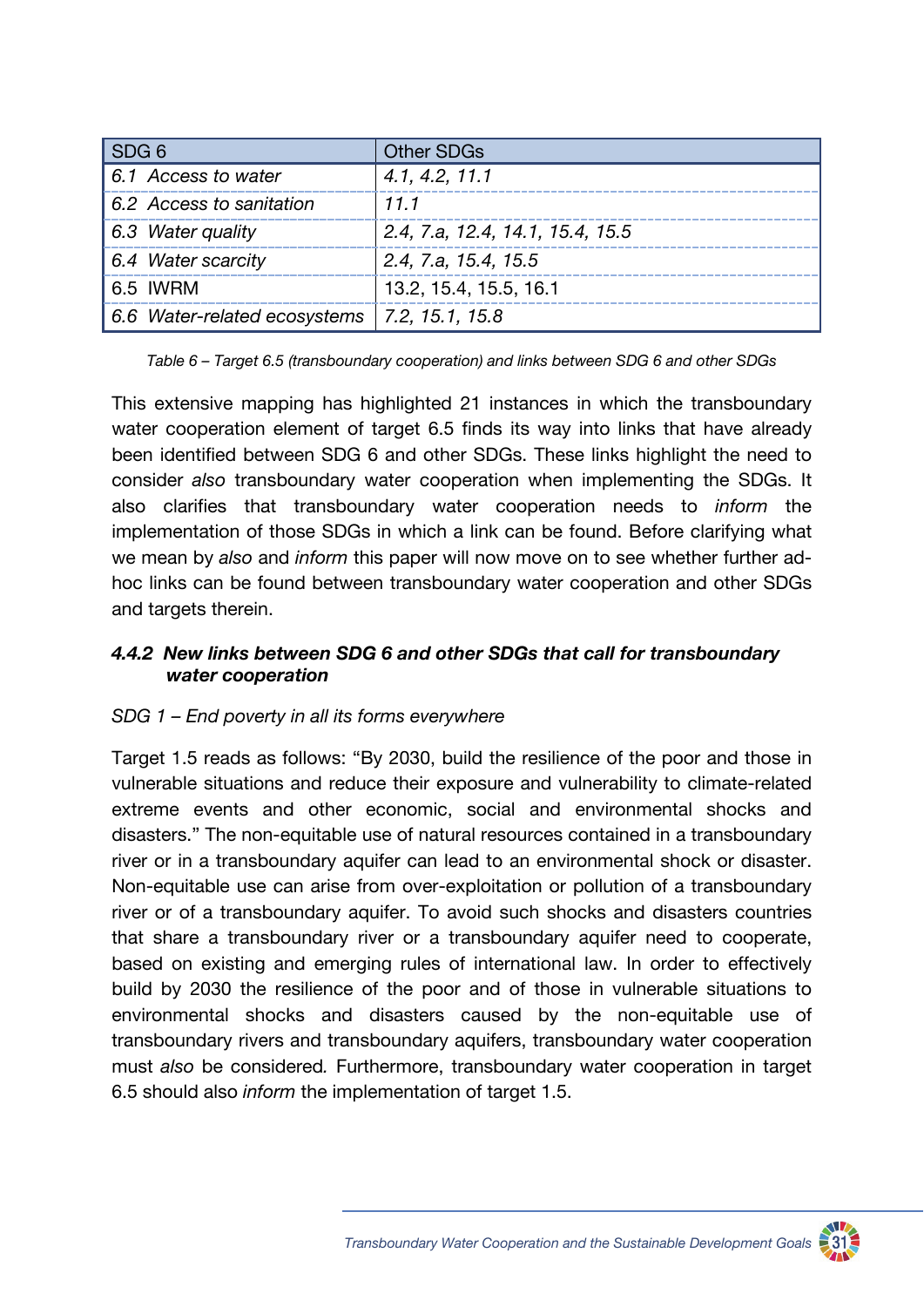| SDG 6 | Other SDGs |
|---|---|
| *6.1 Access to water* | *4.1, 4.2, 11.1* |
| *6.2 Access to sanitation* | *11.1* |
| *6.3 Water quality* | *2.4, 7.a, 12.4, 14.1, 15.4, 15.5* |
| *6.4 Water scarcity* | *2.4, 7.a, 15.4, 15.5* |
| 6.5 IWRM | 13.2, 15.4, 15.5, 16.1 |
| *6.6 Water-related ecosystems* | *7.2, 15.1, 15.8* |

*Table 6 – Target 6.5 (transboundary cooperation) and links between SDG 6 and other SDGs*

This extensive mapping has highlighted 21 instances in which the transboundary water cooperation element of target 6.5 finds its way into links that have already been identified between SDG 6 and other SDGs. These links highlight the need to consider *also* transboundary water cooperation when implementing the SDGs. It also clarifies that transboundary water cooperation needs to *inform* the implementation of those SDGs in which a link can be found. Before clarifying what we mean by *also* and *inform* this paper will now move on to see whether further ad-hoc links can be found between transboundary water cooperation and other SDGs and targets therein.

#### *4.4.2 New links between SDG 6 and other SDGs that call for transboundary water cooperation*

*SDG 1 – End poverty in all its forms everywhere*

Target 1.5 reads as follows: "By 2030, build the resilience of the poor and those in vulnerable situations and reduce their exposure and vulnerability to climate-related extreme events and other economic, social and environmental shocks and disasters." The non-equitable use of natural resources contained in a transboundary river or in a transboundary aquifer can lead to an environmental shock or disaster. Non-equitable use can arise from over-exploitation or pollution of a transboundary river or of a transboundary aquifer. To avoid such shocks and disasters countries that share a transboundary river or a transboundary aquifer need to cooperate, based on existing and emerging rules of international law. In order to effectively build by 2030 the resilience of the poor and of those in vulnerable situations to environmental shocks and disasters caused by the non-equitable use of transboundary rivers and transboundary aquifers, transboundary water cooperation must *also* be considered. Furthermore, transboundary water cooperation in target 6.5 should also *inform* the implementation of target 1.5.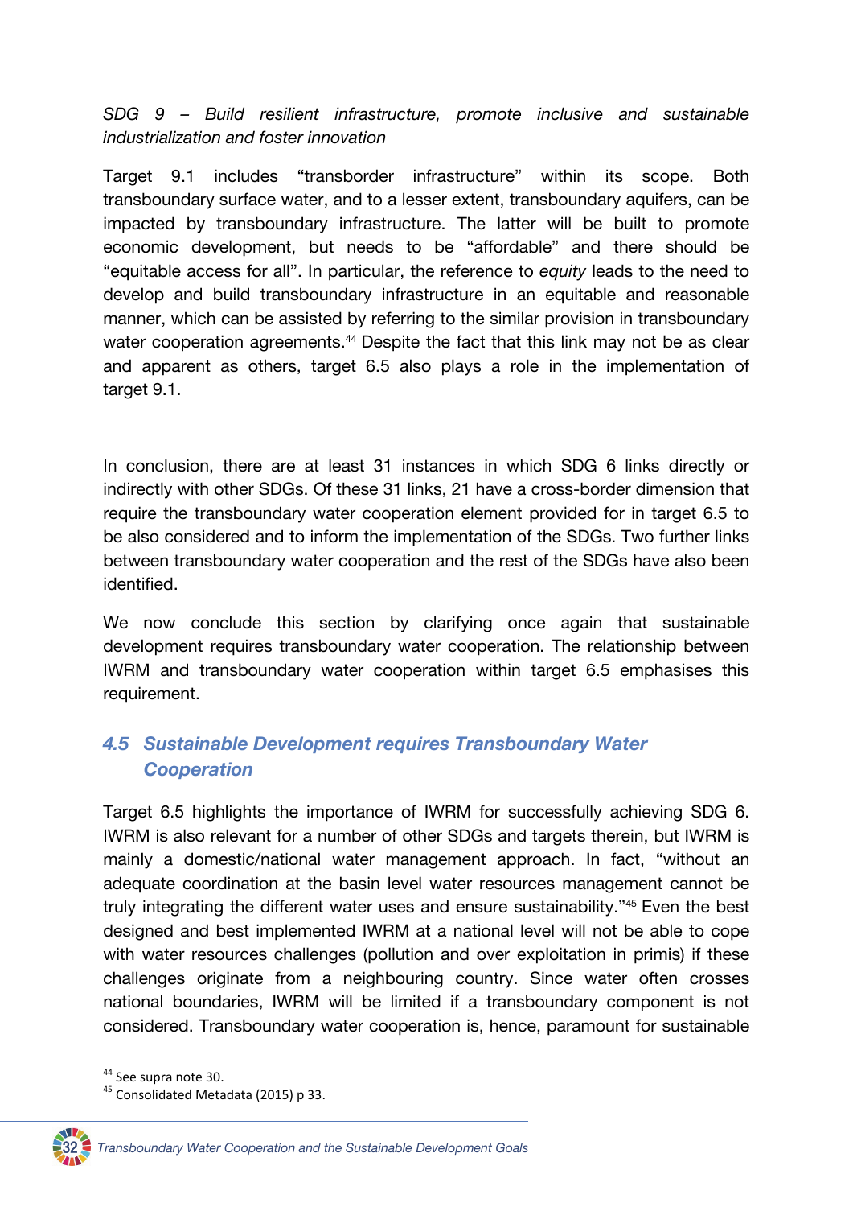*SDG 9 – Build resilient infrastructure, promote inclusive and sustainable industrialization and foster innovation*

Target 9.1 includes "transborder infrastructure" within its scope. Both transboundary surface water, and to a lesser extent, transboundary aquifers, can be impacted by transboundary infrastructure. The latter will be built to promote economic development, but needs to be "affordable" and there should be "equitable access for all". In particular, the reference to *equity* leads to the need to develop and build transboundary infrastructure in an equitable and reasonable manner, which can be assisted by referring to the similar provision in transboundary water cooperation agreements.[44] Despite the fact that this link may not be as clear and apparent as others, target 6.5 also plays a role in the implementation of target 9.1.

In conclusion, there are at least 31 instances in which SDG 6 links directly or indirectly with other SDGs. Of these 31 links, 21 have a cross-border dimension that require the transboundary water cooperation element provided for in target 6.5 to be also considered and to inform the implementation of the SDGs. Two further links between transboundary water cooperation and the rest of the SDGs have also been identified.

We now conclude this section by clarifying once again that sustainable development requires transboundary water cooperation. The relationship between IWRM and transboundary water cooperation within target 6.5 emphasises this requirement.

## 4.5 Sustainable Development requires Transboundary Water Cooperation

Target 6.5 highlights the importance of IWRM for successfully achieving SDG 6. IWRM is also relevant for a number of other SDGs and targets therein, but IWRM is mainly a domestic/national water management approach. In fact, "without an adequate coordination at the basin level water resources management cannot be truly integrating the different water uses and ensure sustainability."[45] Even the best designed and best implemented IWRM at a national level will not be able to cope with water resources challenges (pollution and over exploitation in primis) if these challenges originate from a neighbouring country. Since water often crosses national boundaries, IWRM will be limited if a transboundary component is not considered. Transboundary water cooperation is, hence, paramount for sustainable

[44] See supra note 30.

[45] Consolidated Metadata (2015) p 33.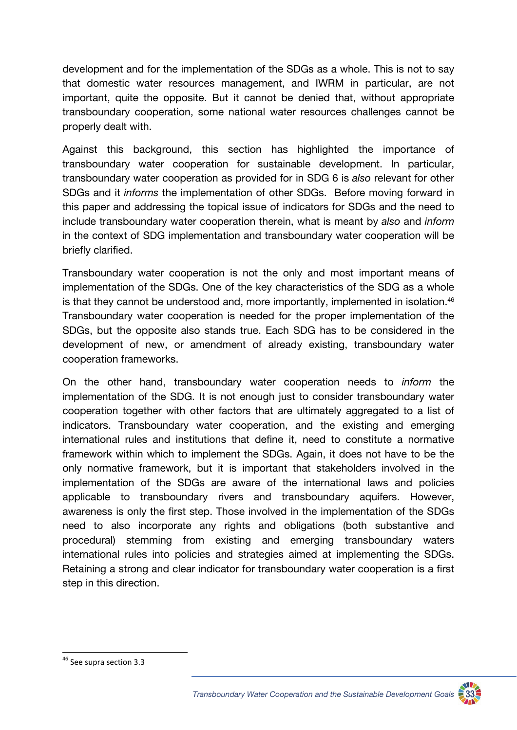development and for the implementation of the SDGs as a whole. This is not to say that domestic water resources management, and IWRM in particular, are not important, quite the opposite. But it cannot be denied that, without appropriate transboundary cooperation, some national water resources challenges cannot be properly dealt with.

Against this background, this section has highlighted the importance of transboundary water cooperation for sustainable development. In particular, transboundary water cooperation as provided for in SDG 6 is *also* relevant for other SDGs and it *informs* the implementation of other SDGs. Before moving forward in this paper and addressing the topical issue of indicators for SDGs and the need to include transboundary water cooperation therein, what is meant by *also* and *inform* in the context of SDG implementation and transboundary water cooperation will be briefly clarified.

Transboundary water cooperation is not the only and most important means of implementation of the SDGs. One of the key characteristics of the SDG as a whole is that they cannot be understood and, more importantly, implemented in isolation.[46] Transboundary water cooperation is needed for the proper implementation of the SDGs, but the opposite also stands true. Each SDG has to be considered in the development of new, or amendment of already existing, transboundary water cooperation frameworks.

On the other hand, transboundary water cooperation needs to *inform* the implementation of the SDG. It is not enough just to consider transboundary water cooperation together with other factors that are ultimately aggregated to a list of indicators. Transboundary water cooperation, and the existing and emerging international rules and institutions that define it, need to constitute a normative framework within which to implement the SDGs. Again, it does not have to be the only normative framework, but it is important that stakeholders involved in the implementation of the SDGs are aware of the international laws and policies applicable to transboundary rivers and transboundary aquifers. However, awareness is only the first step. Those involved in the implementation of the SDGs need to also incorporate any rights and obligations (both substantive and procedural) stemming from existing and emerging transboundary waters international rules into policies and strategies aimed at implementing the SDGs. Retaining a strong and clear indicator for transboundary water cooperation is a first step in this direction.

---

[46] See supra section 3.3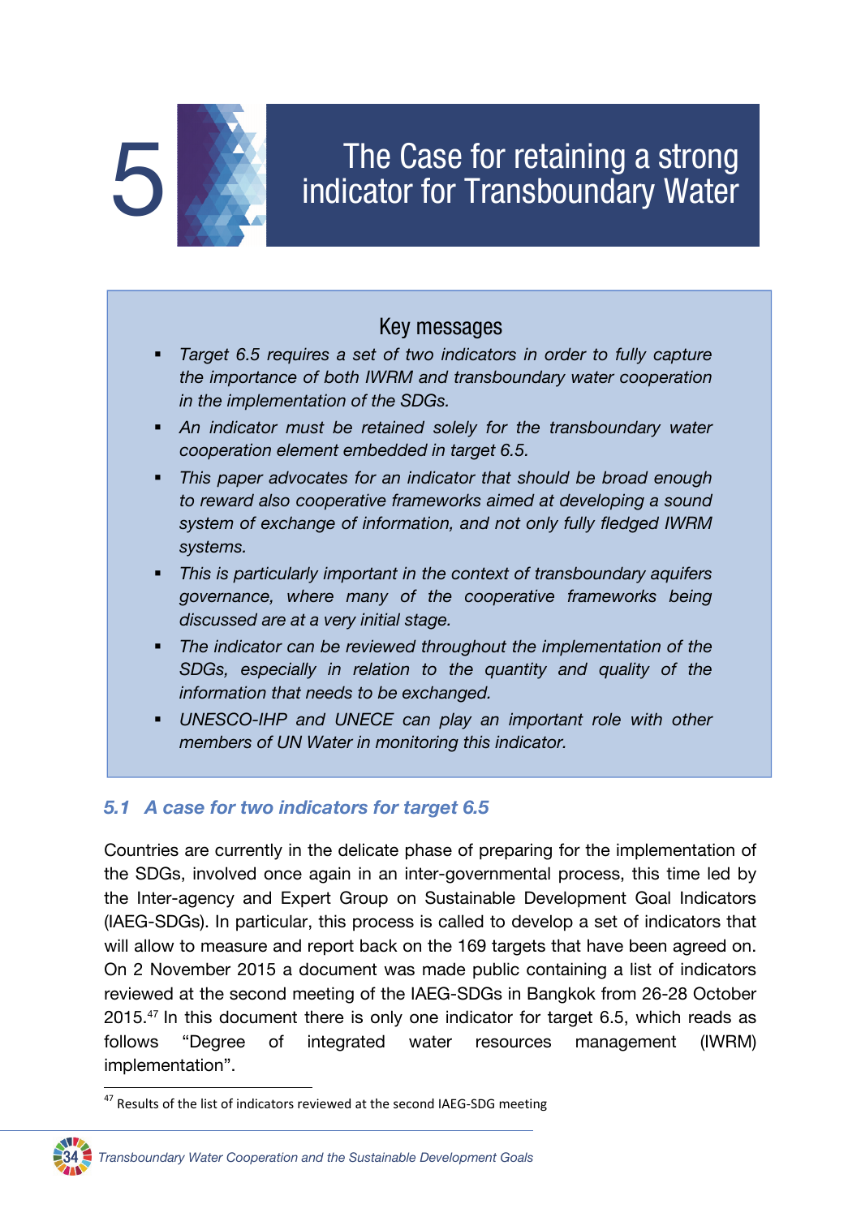# 5 The Case for retaining a strong indicator for Transboundary Water

## Key messages

- *Target 6.5 requires a set of two indicators in order to fully capture the importance of both IWRM and transboundary water cooperation in the implementation of the SDGs.*
- *An indicator must be retained solely for the transboundary water cooperation element embedded in target 6.5.*
- *This paper advocates for an indicator that should be broad enough to reward also cooperative frameworks aimed at developing a sound system of exchange of information, and not only fully fledged IWRM systems.*
- *This is particularly important in the context of transboundary aquifers governance, where many of the cooperative frameworks being discussed are at a very initial stage.*
- *The indicator can be reviewed throughout the implementation of the SDGs, especially in relation to the quantity and quality of the information that needs to be exchanged.*
- *UNESCO-IHP and UNECE can play an important role with other members of UN Water in monitoring this indicator.*

## 5.1 A case for two indicators for target 6.5

Countries are currently in the delicate phase of preparing for the implementation of the SDGs, involved once again in an inter-governmental process, this time led by the Inter-agency and Expert Group on Sustainable Development Goal Indicators (IAEG-SDGs). In particular, this process is called to develop a set of indicators that will allow to measure and report back on the 169 targets that have been agreed on. On 2 November 2015 a document was made public containing a list of indicators reviewed at the second meeting of the IAEG-SDGs in Bangkok from 26-28 October 2015.[47] In this document there is only one indicator for target 6.5, which reads as follows "Degree of integrated water resources management (IWRM) implementation".

[47] Results of the list of indicators reviewed at the second IAEG-SDG meeting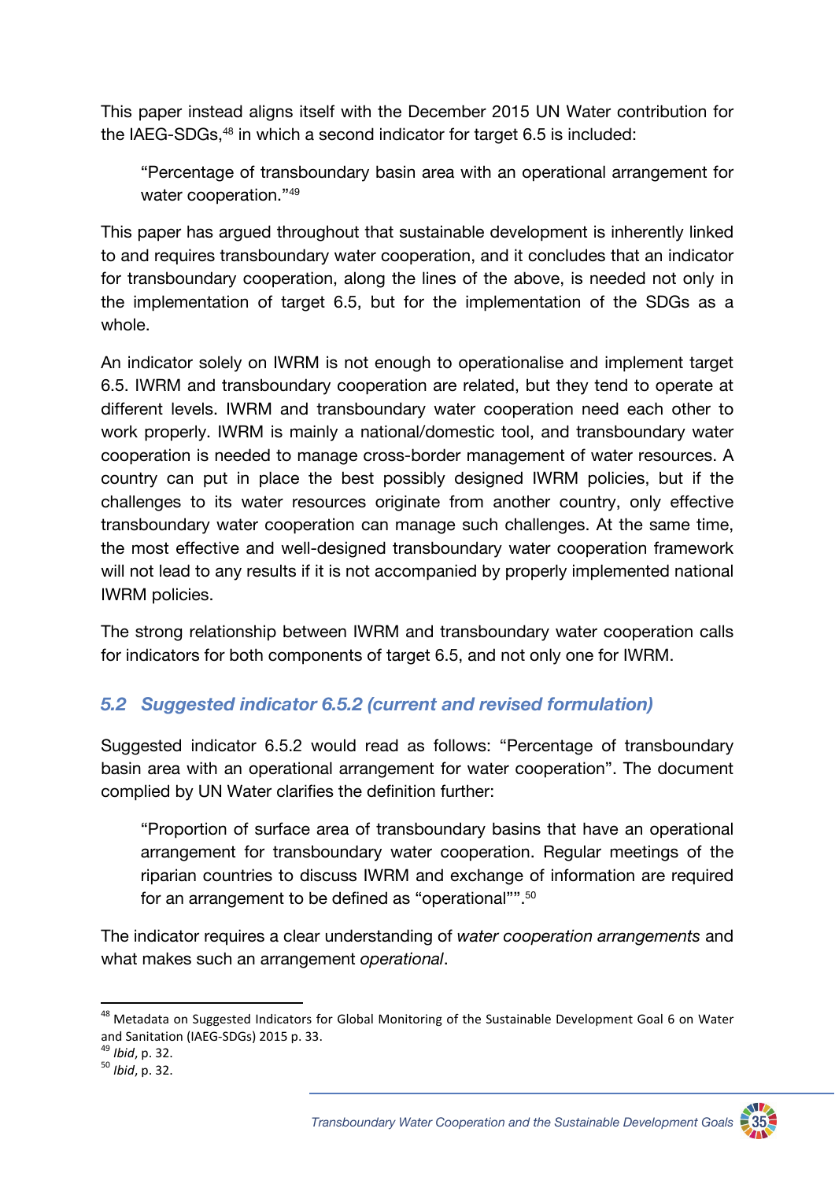This paper instead aligns itself with the December 2015 UN Water contribution for the IAEG-SDGs,[48] in which a second indicator for target 6.5 is included:

> "Percentage of transboundary basin area with an operational arrangement for water cooperation."[49]

This paper has argued throughout that sustainable development is inherently linked to and requires transboundary water cooperation, and it concludes that an indicator for transboundary cooperation, along the lines of the above, is needed not only in the implementation of target 6.5, but for the implementation of the SDGs as a whole.

An indicator solely on IWRM is not enough to operationalise and implement target 6.5. IWRM and transboundary cooperation are related, but they tend to operate at different levels. IWRM and transboundary water cooperation need each other to work properly. IWRM is mainly a national/domestic tool, and transboundary water cooperation is needed to manage cross-border management of water resources. A country can put in place the best possibly designed IWRM policies, but if the challenges to its water resources originate from another country, only effective transboundary water cooperation can manage such challenges. At the same time, the most effective and well-designed transboundary water cooperation framework will not lead to any results if it is not accompanied by properly implemented national IWRM policies.

The strong relationship between IWRM and transboundary water cooperation calls for indicators for both components of target 6.5, and not only one for IWRM.

## *5.2 Suggested indicator 6.5.2 (current and revised formulation)*

Suggested indicator 6.5.2 would read as follows: "Percentage of transboundary basin area with an operational arrangement for water cooperation". The document complied by UN Water clarifies the definition further:

> "Proportion of surface area of transboundary basins that have an operational arrangement for transboundary water cooperation. Regular meetings of the riparian countries to discuss IWRM and exchange of information are required for an arrangement to be defined as "operational"".[50]

The indicator requires a clear understanding of *water cooperation arrangements* and what makes such an arrangement *operational*.

---

[48] Metadata on Suggested Indicators for Global Monitoring of the Sustainable Development Goal 6 on Water and Sanitation (IAEG-SDGs) 2015 p. 33.

[49] *Ibid*, p. 32.

[50] *Ibid*, p. 32.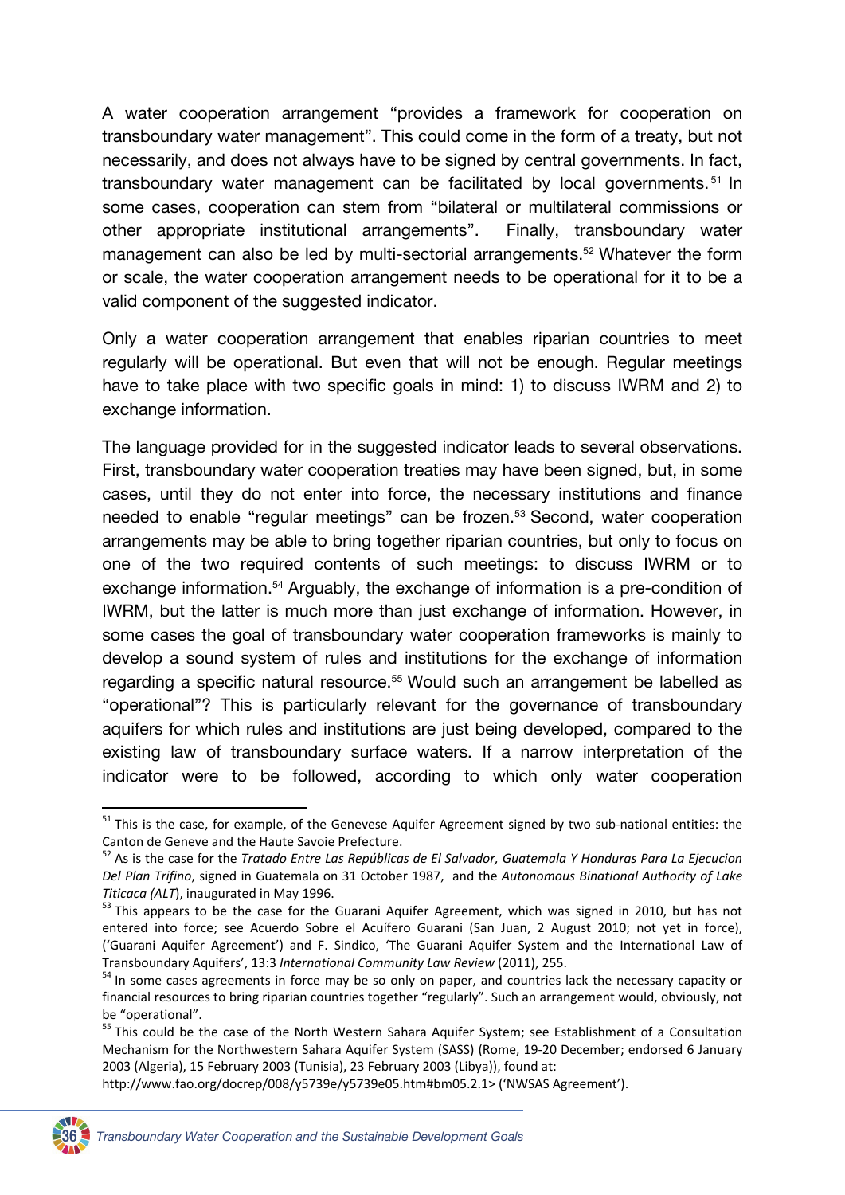A water cooperation arrangement "provides a framework for cooperation on transboundary water management". This could come in the form of a treaty, but not necessarily, and does not always have to be signed by central governments. In fact, transboundary water management can be facilitated by local governments.[51] In some cases, cooperation can stem from "bilateral or multilateral commissions or other appropriate institutional arrangements". Finally, transboundary water management can also be led by multi-sectorial arrangements.[52] Whatever the form or scale, the water cooperation arrangement needs to be operational for it to be a valid component of the suggested indicator.

Only a water cooperation arrangement that enables riparian countries to meet regularly will be operational. But even that will not be enough. Regular meetings have to take place with two specific goals in mind: 1) to discuss IWRM and 2) to exchange information.

The language provided for in the suggested indicator leads to several observations. First, transboundary water cooperation treaties may have been signed, but, in some cases, until they do not enter into force, the necessary institutions and finance needed to enable "regular meetings" can be frozen.[53] Second, water cooperation arrangements may be able to bring together riparian countries, but only to focus on one of the two required contents of such meetings: to discuss IWRM or to exchange information.[54] Arguably, the exchange of information is a pre-condition of IWRM, but the latter is much more than just exchange of information. However, in some cases the goal of transboundary water cooperation frameworks is mainly to develop a sound system of rules and institutions for the exchange of information regarding a specific natural resource.[55] Would such an arrangement be labelled as "operational"? This is particularly relevant for the governance of transboundary aquifers for which rules and institutions are just being developed, compared to the existing law of transboundary surface waters. If a narrow interpretation of the indicator were to be followed, according to which only water cooperation

---

[51] This is the case, for example, of the Genevese Aquifer Agreement signed by two sub-national entities: the Canton de Geneve and the Haute Savoie Prefecture.

[52] As is the case for the *Tratado Entre Las Repúblicas de El Salvador, Guatemala Y Honduras Para La Ejecucion Del Plan Trifino*, signed in Guatemala on 31 October 1987, and the *Autonomous Binational Authority of Lake Titicaca (ALT)*, inaugurated in May 1996.

[53] This appears to be the case for the Guarani Aquifer Agreement, which was signed in 2010, but has not entered into force; see Acuerdo Sobre el Acuífero Guarani (San Juan, 2 August 2010; not yet in force), ('Guarani Aquifer Agreement') and F. Sindico, 'The Guarani Aquifer System and the International Law of Transboundary Aquifers', 13:3 *International Community Law Review* (2011), 255.

[54] In some cases agreements in force may be so only on paper, and countries lack the necessary capacity or financial resources to bring riparian countries together "regularly". Such an arrangement would, obviously, not be "operational".

[55] This could be the case of the North Western Sahara Aquifer System; see Establishment of a Consultation Mechanism for the Northwestern Sahara Aquifer System (SASS) (Rome, 19-20 December; endorsed 6 January 2003 (Algeria), 15 February 2003 (Tunisia), 23 February 2003 (Libya)), found at: http://www.fao.org/docrep/008/y5739e/y5739e05.htm#bm05.2.1> ('NWSAS Agreement').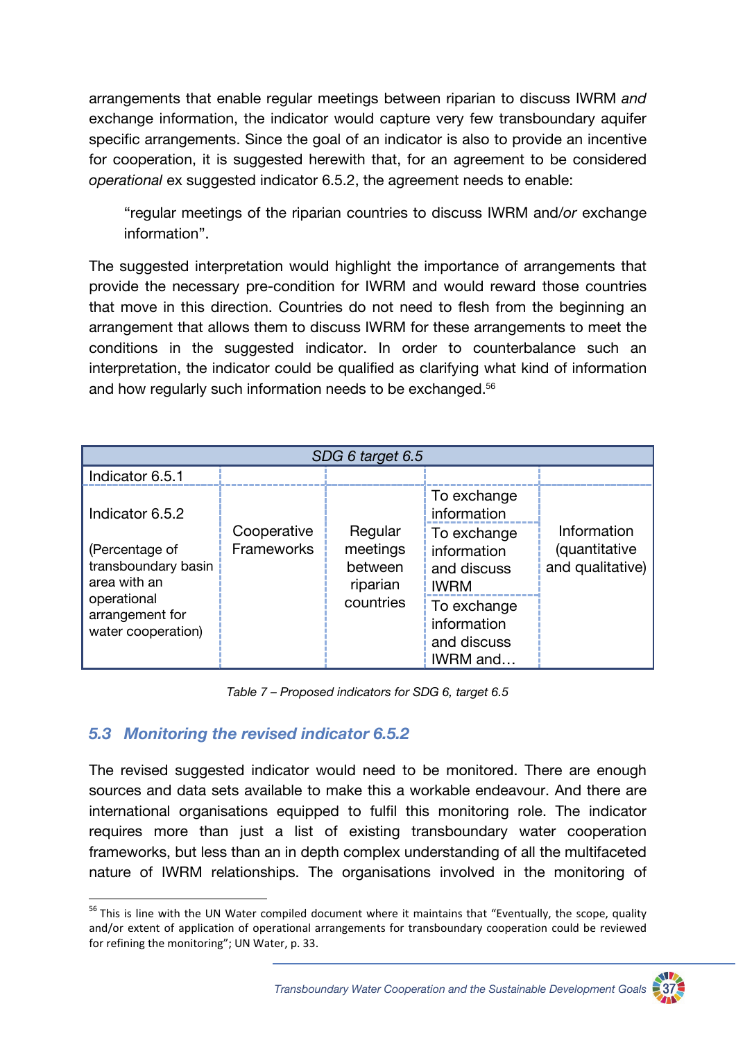arrangements that enable regular meetings between riparian to discuss IWRM *and* exchange information, the indicator would capture very few transboundary aquifer specific arrangements. Since the goal of an indicator is also to provide an incentive for cooperation, it is suggested herewith that, for an agreement to be considered *operational* ex suggested indicator 6.5.2, the agreement needs to enable:

> "regular meetings of the riparian countries to discuss IWRM and/*or* exchange information".

The suggested interpretation would highlight the importance of arrangements that provide the necessary pre-condition for IWRM and would reward those countries that move in this direction. Countries do not need to flesh from the beginning an arrangement that allows them to discuss IWRM for these arrangements to meet the conditions in the suggested indicator. In order to counterbalance such an interpretation, the indicator could be qualified as clarifying what kind of information and how regularly such information needs to be exchanged.[56]

| *SDG 6 target 6.5* | | | | |
|---|---|---|---|---|
| Indicator 6.5.1 | | | | |
| Indicator 6.5.2 (Percentage of transboundary basin area with an operational arrangement for water cooperation) | Cooperative Frameworks | Regular meetings between riparian countries | To exchange information | Information (quantitative and qualitative) |
| | | | To exchange information and discuss IWRM | |
| | | | To exchange information and discuss IWRM and… | |

*Table 7 – Proposed indicators for SDG 6, target 6.5*

## 5.3 Monitoring the revised indicator 6.5.2

The revised suggested indicator would need to be monitored. There are enough sources and data sets available to make this a workable endeavour. And there are international organisations equipped to fulfil this monitoring role. The indicator requires more than just a list of existing transboundary water cooperation frameworks, but less than an in depth complex understanding of all the multifaceted nature of IWRM relationships. The organisations involved in the monitoring of

[56] This is line with the UN Water compiled document where it maintains that "Eventually, the scope, quality and/or extent of application of operational arrangements for transboundary cooperation could be reviewed for refining the monitoring"; UN Water, p. 33.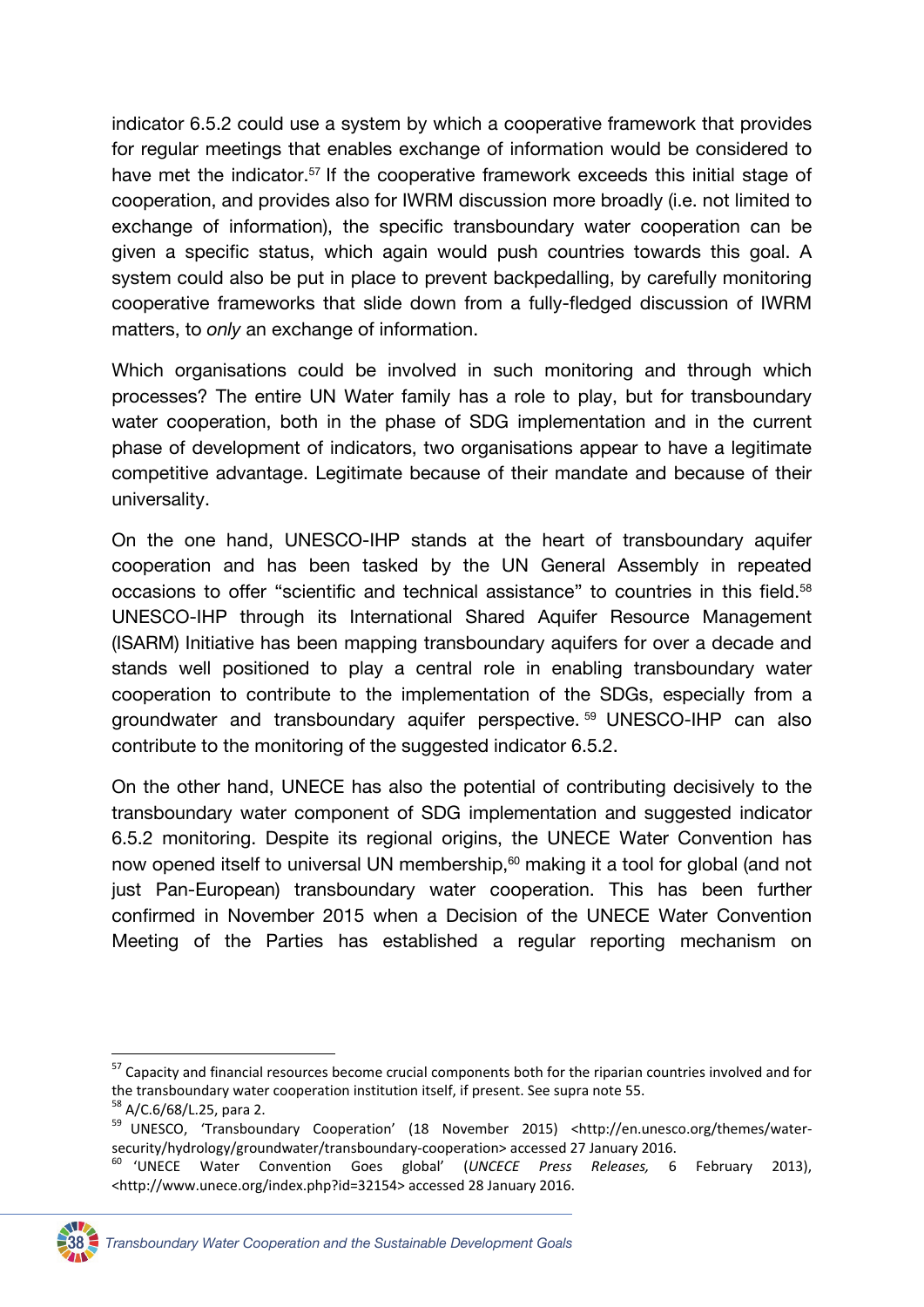indicator 6.5.2 could use a system by which a cooperative framework that provides for regular meetings that enables exchange of information would be considered to have met the indicator.[57] If the cooperative framework exceeds this initial stage of cooperation, and provides also for IWRM discussion more broadly (i.e. not limited to exchange of information), the specific transboundary water cooperation can be given a specific status, which again would push countries towards this goal. A system could also be put in place to prevent backpedalling, by carefully monitoring cooperative frameworks that slide down from a fully-fledged discussion of IWRM matters, to *only* an exchange of information.

Which organisations could be involved in such monitoring and through which processes? The entire UN Water family has a role to play, but for transboundary water cooperation, both in the phase of SDG implementation and in the current phase of development of indicators, two organisations appear to have a legitimate competitive advantage. Legitimate because of their mandate and because of their universality.

On the one hand, UNESCO-IHP stands at the heart of transboundary aquifer cooperation and has been tasked by the UN General Assembly in repeated occasions to offer "scientific and technical assistance" to countries in this field.[58] UNESCO-IHP through its International Shared Aquifer Resource Management (ISARM) Initiative has been mapping transboundary aquifers for over a decade and stands well positioned to play a central role in enabling transboundary water cooperation to contribute to the implementation of the SDGs, especially from a groundwater and transboundary aquifer perspective.[59] UNESCO-IHP can also contribute to the monitoring of the suggested indicator 6.5.2.

On the other hand, UNECE has also the potential of contributing decisively to the transboundary water component of SDG implementation and suggested indicator 6.5.2 monitoring. Despite its regional origins, the UNECE Water Convention has now opened itself to universal UN membership,[60] making it a tool for global (and not just Pan-European) transboundary water cooperation. This has been further confirmed in November 2015 when a Decision of the UNECE Water Convention Meeting of the Parties has established a regular reporting mechanism on

---

[57] Capacity and financial resources become crucial components both for the riparian countries involved and for the transboundary water cooperation institution itself, if present. See supra note 55.

[58] A/C.6/68/L.25, para 2.

[59] UNESCO, 'Transboundary Cooperation' (18 November 2015) <http://en.unesco.org/themes/water-security/hydrology/groundwater/transboundary-cooperation> accessed 27 January 2016.

[60] 'UNECE Water Convention Goes global' (*UNCECE Press Releases,* 6 February 2013), <http://www.unece.org/index.php?id=32154> accessed 28 January 2016.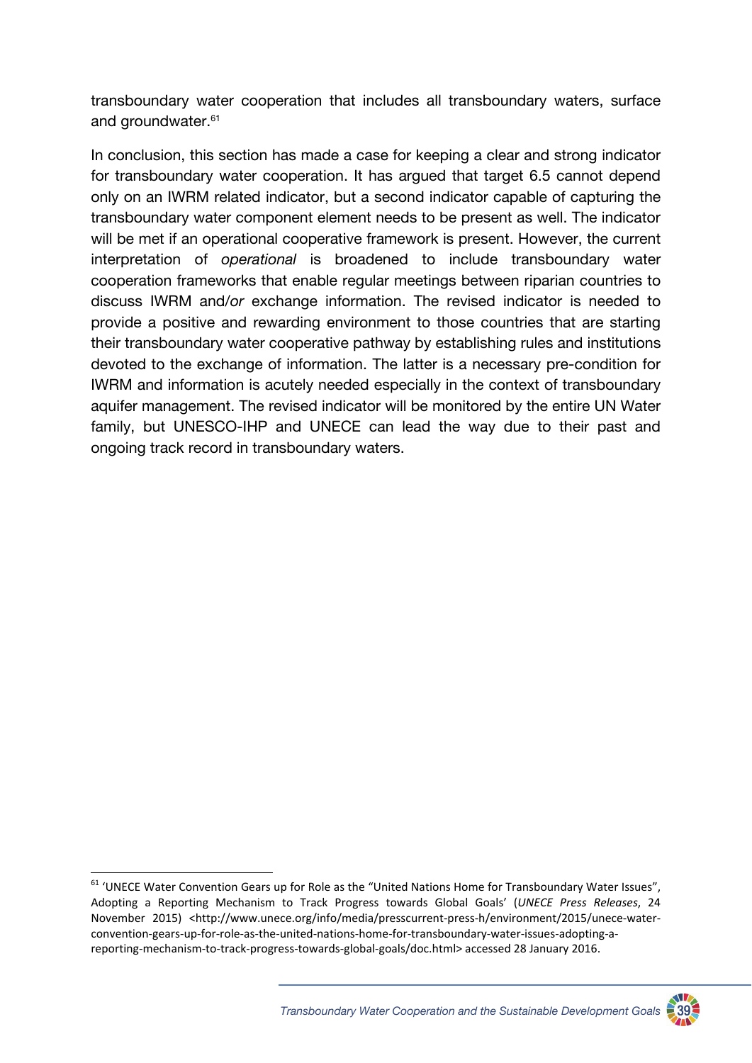transboundary water cooperation that includes all transboundary waters, surface and groundwater.[61]

In conclusion, this section has made a case for keeping a clear and strong indicator for transboundary water cooperation. It has argued that target 6.5 cannot depend only on an IWRM related indicator, but a second indicator capable of capturing the transboundary water component element needs to be present as well. The indicator will be met if an operational cooperative framework is present. However, the current interpretation of *operational* is broadened to include transboundary water cooperation frameworks that enable regular meetings between riparian countries to discuss IWRM and/*or* exchange information. The revised indicator is needed to provide a positive and rewarding environment to those countries that are starting their transboundary water cooperative pathway by establishing rules and institutions devoted to the exchange of information. The latter is a necessary pre-condition for IWRM and information is acutely needed especially in the context of transboundary aquifer management. The revised indicator will be monitored by the entire UN Water family, but UNESCO-IHP and UNECE can lead the way due to their past and ongoing track record in transboundary waters.

---

[61] 'UNECE Water Convention Gears up for Role as the "United Nations Home for Transboundary Water Issues", Adopting a Reporting Mechanism to Track Progress towards Global Goals' (*UNECE Press Releases*, 24 November 2015) <http://www.unece.org/info/media/presscurrent-press-h/environment/2015/unece-water-convention-gears-up-for-role-as-the-united-nations-home-for-transboundary-water-issues-adopting-a-reporting-mechanism-to-track-progress-towards-global-goals/doc.html> accessed 28 January 2016.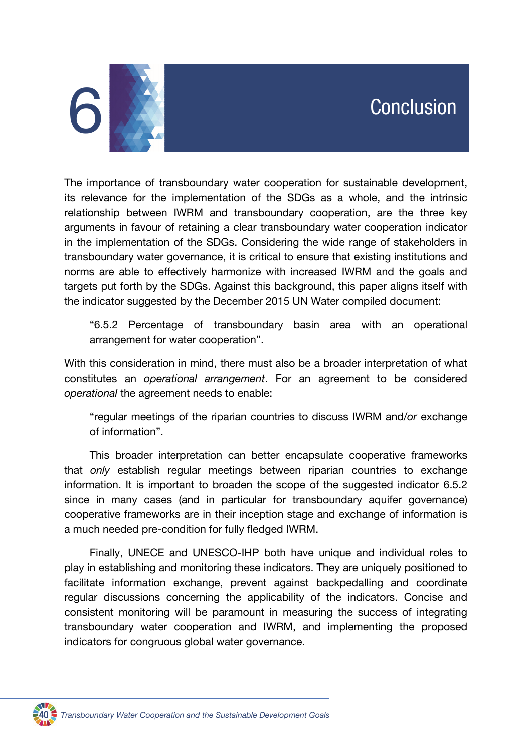# 6 Conclusion

The importance of transboundary water cooperation for sustainable development, its relevance for the implementation of the SDGs as a whole, and the intrinsic relationship between IWRM and transboundary cooperation, are the three key arguments in favour of retaining a clear transboundary water cooperation indicator in the implementation of the SDGs. Considering the wide range of stakeholders in transboundary water governance, it is critical to ensure that existing institutions and norms are able to effectively harmonize with increased IWRM and the goals and targets put forth by the SDGs. Against this background, this paper aligns itself with the indicator suggested by the December 2015 UN Water compiled document:

> "6.5.2 Percentage of transboundary basin area with an operational arrangement for water cooperation".

With this consideration in mind, there must also be a broader interpretation of what constitutes an *operational arrangement*. For an agreement to be considered *operational* the agreement needs to enable:

> "regular meetings of the riparian countries to discuss IWRM and/*or* exchange of information".

This broader interpretation can better encapsulate cooperative frameworks that *only* establish regular meetings between riparian countries to exchange information. It is important to broaden the scope of the suggested indicator 6.5.2 since in many cases (and in particular for transboundary aquifer governance) cooperative frameworks are in their inception stage and exchange of information is a much needed pre-condition for fully fledged IWRM.

Finally, UNECE and UNESCO-IHP both have unique and individual roles to play in establishing and monitoring these indicators. They are uniquely positioned to facilitate information exchange, prevent against backpedalling and coordinate regular discussions concerning the applicability of the indicators. Concise and consistent monitoring will be paramount in measuring the success of integrating transboundary water cooperation and IWRM, and implementing the proposed indicators for congruous global water governance.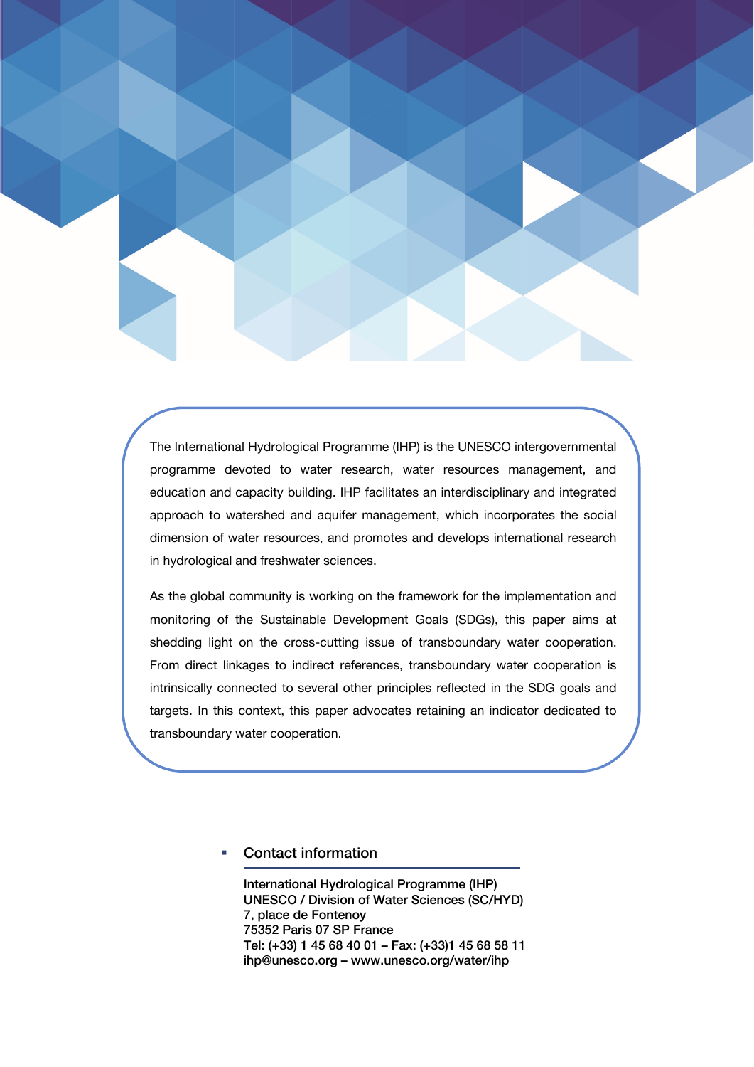The International Hydrological Programme (IHP) is the UNESCO intergovernmental programme devoted to water research, water resources management, and education and capacity building. IHP facilitates an interdisciplinary and integrated approach to watershed and aquifer management, which incorporates the social dimension of water resources, and promotes and develops international research in hydrological and freshwater sciences.

As the global community is working on the framework for the implementation and monitoring of the Sustainable Development Goals (SDGs), this paper aims at shedding light on the cross-cutting issue of transboundary water cooperation. From direct linkages to indirect references, transboundary water cooperation is intrinsically connected to several other principles reflected in the SDG goals and targets. In this context, this paper advocates retaining an indicator dedicated to transboundary water cooperation.

- Contact information

**International Hydrological Programme (IHP)**
**UNESCO / Division of Water Sciences (SC/HYD)**
**7, place de Fontenoy**
**75352 Paris 07 SP France**
**Tel: (+33) 1 45 68 40 01 – Fax: (+33)1 45 68 58 11**
**ihp@unesco.org – www.unesco.org/water/ihp**